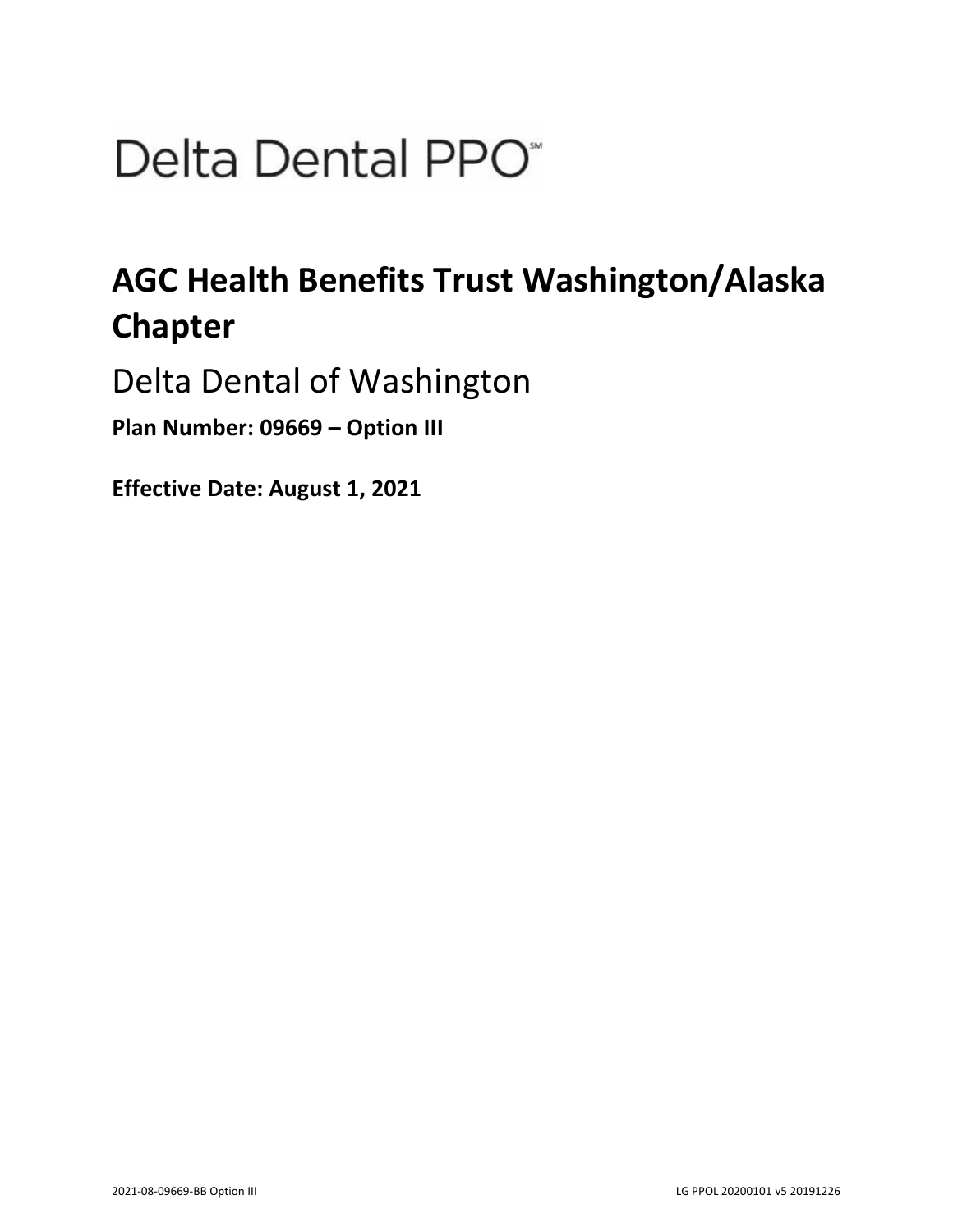# Delta Dental PPO℠

## AGC Health Benefits Trust Washington/Alaska Chapter

Delta Dental of Washington

**Plan Number: 09669 – Option III**

**Effective Date: August 1, 2021**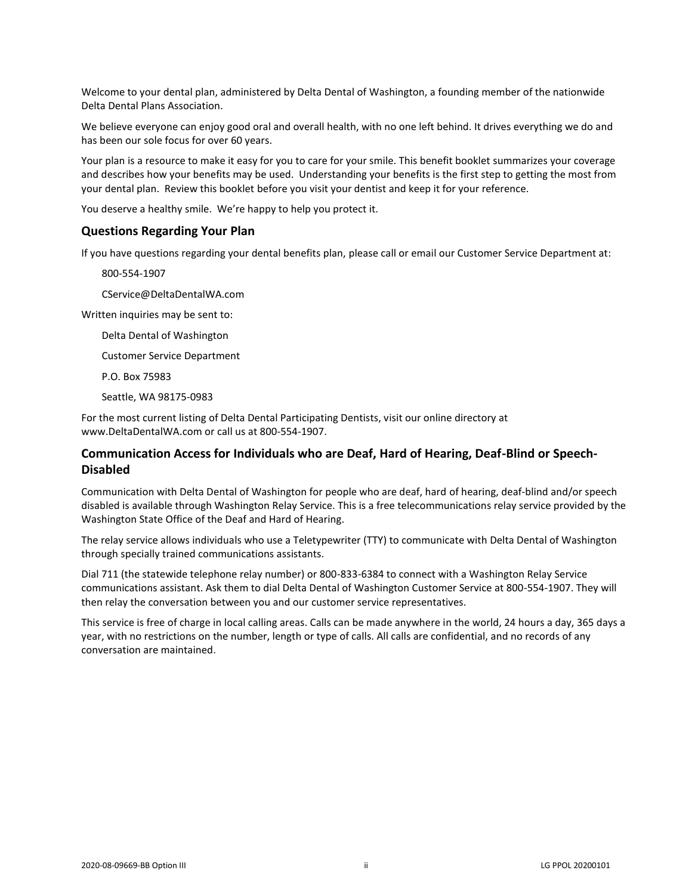Welcome to your dental plan, administered by Delta Dental of Washington, a founding member of the nationwide Delta Dental Plans Association.

We believe everyone can enjoy good oral and overall health, with no one left behind. It drives everything we do and has been our sole focus for over 60 years.

Your plan is a resource to make it easy for you to care for your smile. This benefit booklet summarizes your coverage and describes how your benefits may be used. Understanding your benefits is the first step to getting the most from your dental plan. Review this booklet before you visit your dentist and keep it for your reference.

You deserve a healthy smile. We're happy to help you protect it.

## Questions Regarding Your Plan

If you have questions regarding your dental benefits plan, please call or email our Customer Service Department at:

800-554-1907

CService@DeltaDentalWA.com

Written inquiries may be sent to:

Delta Dental of Washington

Customer Service Department

P.O. Box 75983

Seattle, WA 98175-0983

For the most current listing of Delta Dental Participating Dentists, visit our online directory at www.DeltaDentalWA.com or call us at 800-554-1907.

## Communication Access for Individuals who are Deaf, Hard of Hearing, Deaf-Blind or Speech-Disabled

Communication with Delta Dental of Washington for people who are deaf, hard of hearing, deaf-blind and/or speech disabled is available through Washington Relay Service. This is a free telecommunications relay service provided by the Washington State Office of the Deaf and Hard of Hearing.

The relay service allows individuals who use a Teletypewriter (TTY) to communicate with Delta Dental of Washington through specially trained communications assistants.

Dial 711 (the statewide telephone relay number) or 800-833-6384 to connect with a Washington Relay Service communications assistant. Ask them to dial Delta Dental of Washington Customer Service at 800-554-1907. They will then relay the conversation between you and our customer service representatives.

This service is free of charge in local calling areas. Calls can be made anywhere in the world, 24 hours a day, 365 days a year, with no restrictions on the number, length or type of calls. All calls are confidential, and no records of any conversation are maintained.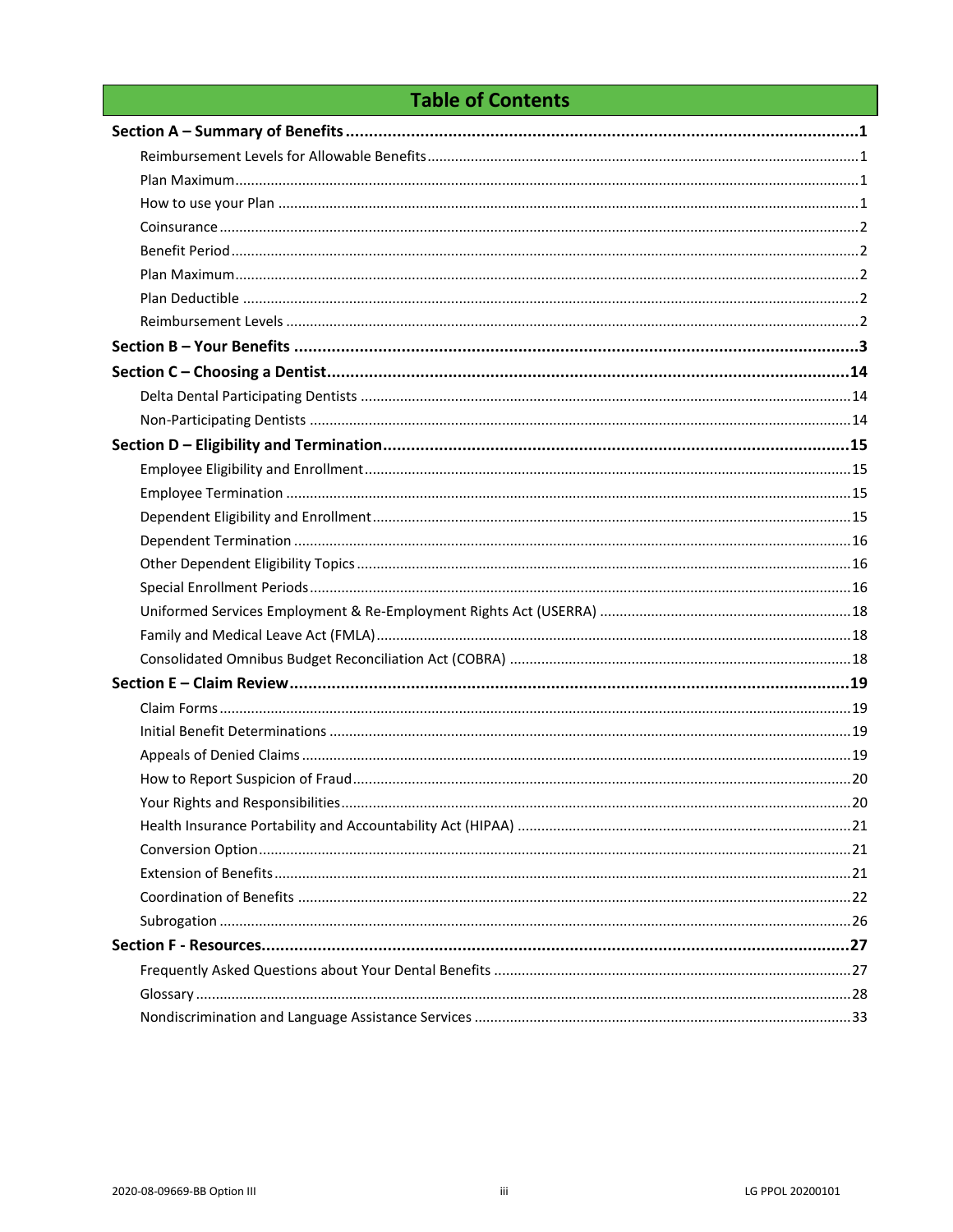# Table of Contents

**Section A – Summary of Benefits .......... 1**

- Reimbursement Levels for Allowable Benefits .......... 1
- Plan Maximum .......... 1
- How to use your Plan .......... 1
- Coinsurance .......... 2
- Benefit Period .......... 2
- Plan Maximum .......... 2
- Plan Deductible .......... 2
- Reimbursement Levels .......... 2

**Section B – Your Benefits .......... 3**

**Section C – Choosing a Dentist .......... 14**

- Delta Dental Participating Dentists .......... 14
- Non-Participating Dentists .......... 14

**Section D – Eligibility and Termination .......... 15**

- Employee Eligibility and Enrollment .......... 15
- Employee Termination .......... 15
- Dependent Eligibility and Enrollment .......... 15
- Dependent Termination .......... 16
- Other Dependent Eligibility Topics .......... 16
- Special Enrollment Periods .......... 16
- Uniformed Services Employment & Re-Employment Rights Act (USERRA) .......... 18
- Family and Medical Leave Act (FMLA) .......... 18
- Consolidated Omnibus Budget Reconciliation Act (COBRA) .......... 18

**Section E – Claim Review .......... 19**

- Claim Forms .......... 19
- Initial Benefit Determinations .......... 19
- Appeals of Denied Claims .......... 19
- How to Report Suspicion of Fraud .......... 20
- Your Rights and Responsibilities .......... 20
- Health Insurance Portability and Accountability Act (HIPAA) .......... 21
- Conversion Option .......... 21
- Extension of Benefits .......... 21
- Coordination of Benefits .......... 22
- Subrogation .......... 26

**Section F - Resources .......... 27**

- Frequently Asked Questions about Your Dental Benefits .......... 27
- Glossary .......... 28
- Nondiscrimination and Language Assistance Services .......... 33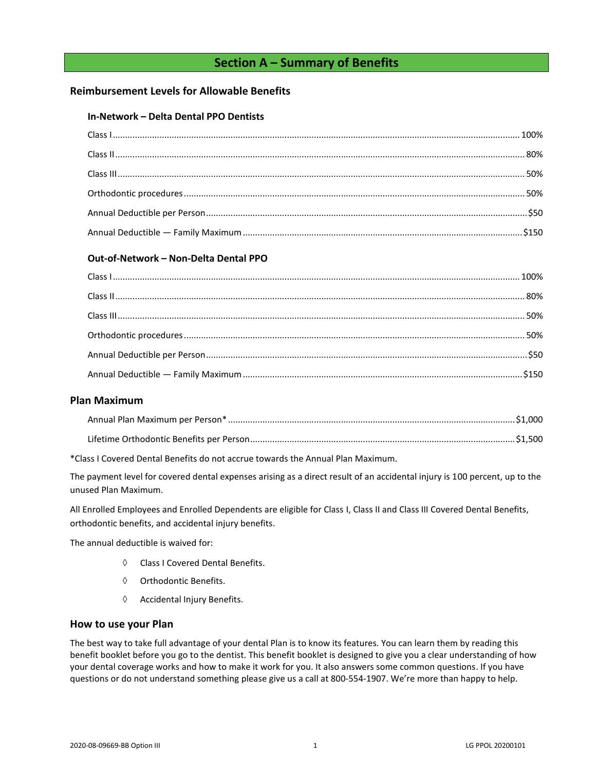# Section A – Summary of Benefits

## Reimbursement Levels for Allowable Benefits

### In-Network – Delta Dental PPO Dentists

| | |
|---|---|
| Class I | 100% |
| Class II | 80% |
| Class III | 50% |
| Orthodontic procedures | 50% |
| Annual Deductible per Person | $50 |
| Annual Deductible — Family Maximum | $150 |

### Out-of-Network – Non-Delta Dental PPO

| | |
|---|---|
| Class I | 100% |
| Class II | 80% |
| Class III | 50% |
| Orthodontic procedures | 50% |
| Annual Deductible per Person | $50 |
| Annual Deductible — Family Maximum | $150 |

## Plan Maximum

| | |
|---|---|
| Annual Plan Maximum per Person* | $1,000 |
| Lifetime Orthodontic Benefits per Person | $1,500 |

*Class I Covered Dental Benefits do not accrue towards the Annual Plan Maximum.

The payment level for covered dental expenses arising as a direct result of an accidental injury is 100 percent, up to the unused Plan Maximum.

All Enrolled Employees and Enrolled Dependents are eligible for Class I, Class II and Class III Covered Dental Benefits, orthodontic benefits, and accidental injury benefits.

The annual deductible is waived for:

- Class I Covered Dental Benefits.
- Orthodontic Benefits.
- Accidental Injury Benefits.

## How to use your Plan

The best way to take full advantage of your dental Plan is to know its features. You can learn them by reading this benefit booklet before you go to the dentist. This benefit booklet is designed to give you a clear understanding of how your dental coverage works and how to make it work for you. It also answers some common questions. If you have questions or do not understand something please give us a call at 800-554-1907. We're more than happy to help.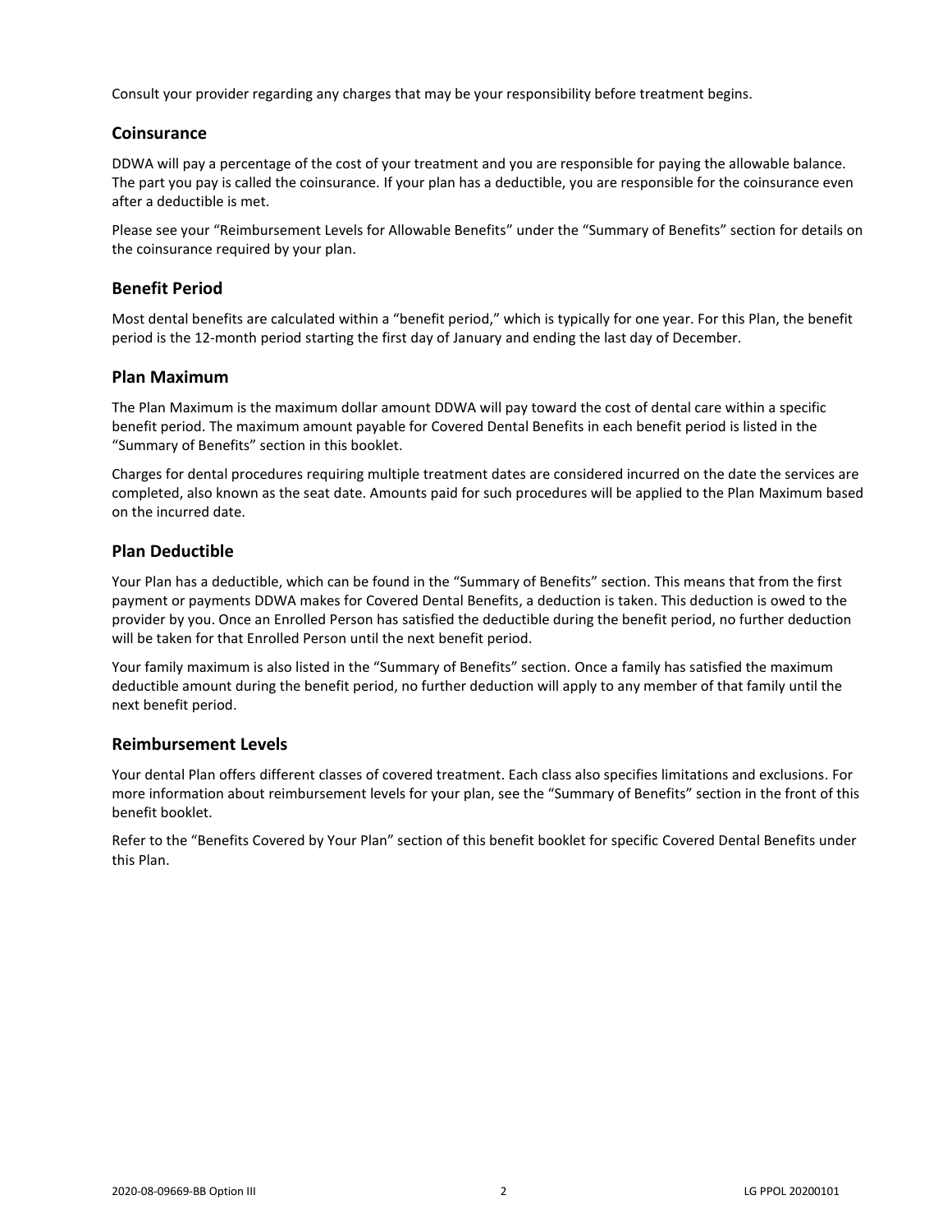Consult your provider regarding any charges that may be your responsibility before treatment begins.

## Coinsurance

DDWA will pay a percentage of the cost of your treatment and you are responsible for paying the allowable balance. The part you pay is called the coinsurance. If your plan has a deductible, you are responsible for the coinsurance even after a deductible is met.

Please see your "Reimbursement Levels for Allowable Benefits" under the "Summary of Benefits" section for details on the coinsurance required by your plan.

## Benefit Period

Most dental benefits are calculated within a "benefit period," which is typically for one year. For this Plan, the benefit period is the 12-month period starting the first day of January and ending the last day of December.

## Plan Maximum

The Plan Maximum is the maximum dollar amount DDWA will pay toward the cost of dental care within a specific benefit period. The maximum amount payable for Covered Dental Benefits in each benefit period is listed in the "Summary of Benefits" section in this booklet.

Charges for dental procedures requiring multiple treatment dates are considered incurred on the date the services are completed, also known as the seat date. Amounts paid for such procedures will be applied to the Plan Maximum based on the incurred date.

## Plan Deductible

Your Plan has a deductible, which can be found in the "Summary of Benefits" section. This means that from the first payment or payments DDWA makes for Covered Dental Benefits, a deduction is taken. This deduction is owed to the provider by you. Once an Enrolled Person has satisfied the deductible during the benefit period, no further deduction will be taken for that Enrolled Person until the next benefit period.

Your family maximum is also listed in the "Summary of Benefits" section. Once a family has satisfied the maximum deductible amount during the benefit period, no further deduction will apply to any member of that family until the next benefit period.

## Reimbursement Levels

Your dental Plan offers different classes of covered treatment. Each class also specifies limitations and exclusions. For more information about reimbursement levels for your plan, see the "Summary of Benefits" section in the front of this benefit booklet.

Refer to the "Benefits Covered by Your Plan" section of this benefit booklet for specific Covered Dental Benefits under this Plan.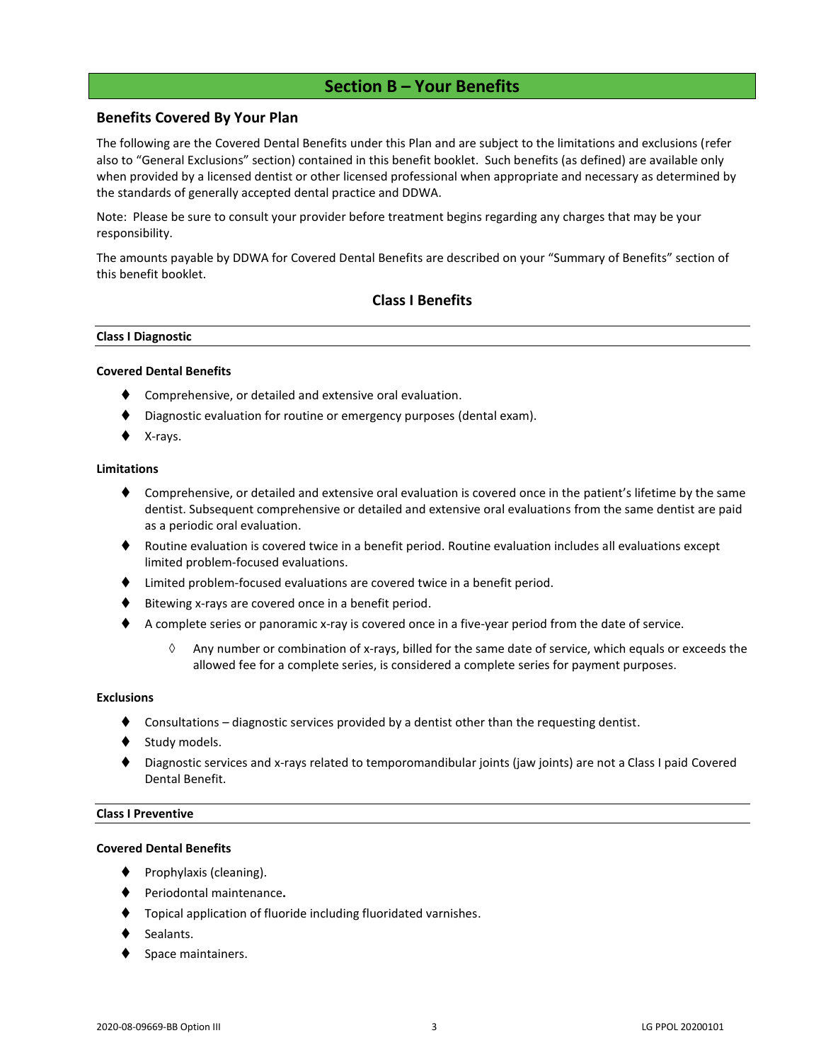# Section B – Your Benefits

## Benefits Covered By Your Plan

The following are the Covered Dental Benefits under this Plan and are subject to the limitations and exclusions (refer also to "General Exclusions" section) contained in this benefit booklet. Such benefits (as defined) are available only when provided by a licensed dentist or other licensed professional when appropriate and necessary as determined by the standards of generally accepted dental practice and DDWA.

Note: Please be sure to consult your provider before treatment begins regarding any charges that may be your responsibility.

The amounts payable by DDWA for Covered Dental Benefits are described on your "Summary of Benefits" section of this benefit booklet.

### Class I Benefits

#### Class I Diagnostic

**Covered Dental Benefits**

- Comprehensive, or detailed and extensive oral evaluation.
- Diagnostic evaluation for routine or emergency purposes (dental exam).
- X-rays.

**Limitations**

- Comprehensive, or detailed and extensive oral evaluation is covered once in the patient's lifetime by the same dentist. Subsequent comprehensive or detailed and extensive oral evaluations from the same dentist are paid as a periodic oral evaluation.
- Routine evaluation is covered twice in a benefit period. Routine evaluation includes all evaluations except limited problem-focused evaluations.
- Limited problem-focused evaluations are covered twice in a benefit period.
- Bitewing x-rays are covered once in a benefit period.
- A complete series or panoramic x-ray is covered once in a five-year period from the date of service.
  - Any number or combination of x-rays, billed for the same date of service, which equals or exceeds the allowed fee for a complete series, is considered a complete series for payment purposes.

**Exclusions**

- Consultations – diagnostic services provided by a dentist other than the requesting dentist.
- Study models.
- Diagnostic services and x-rays related to temporomandibular joints (jaw joints) are not a Class I paid Covered Dental Benefit.

#### Class I Preventive

**Covered Dental Benefits**

- Prophylaxis (cleaning).
- Periodontal maintenance**.**
- Topical application of fluoride including fluoridated varnishes.
- Sealants.
- Space maintainers.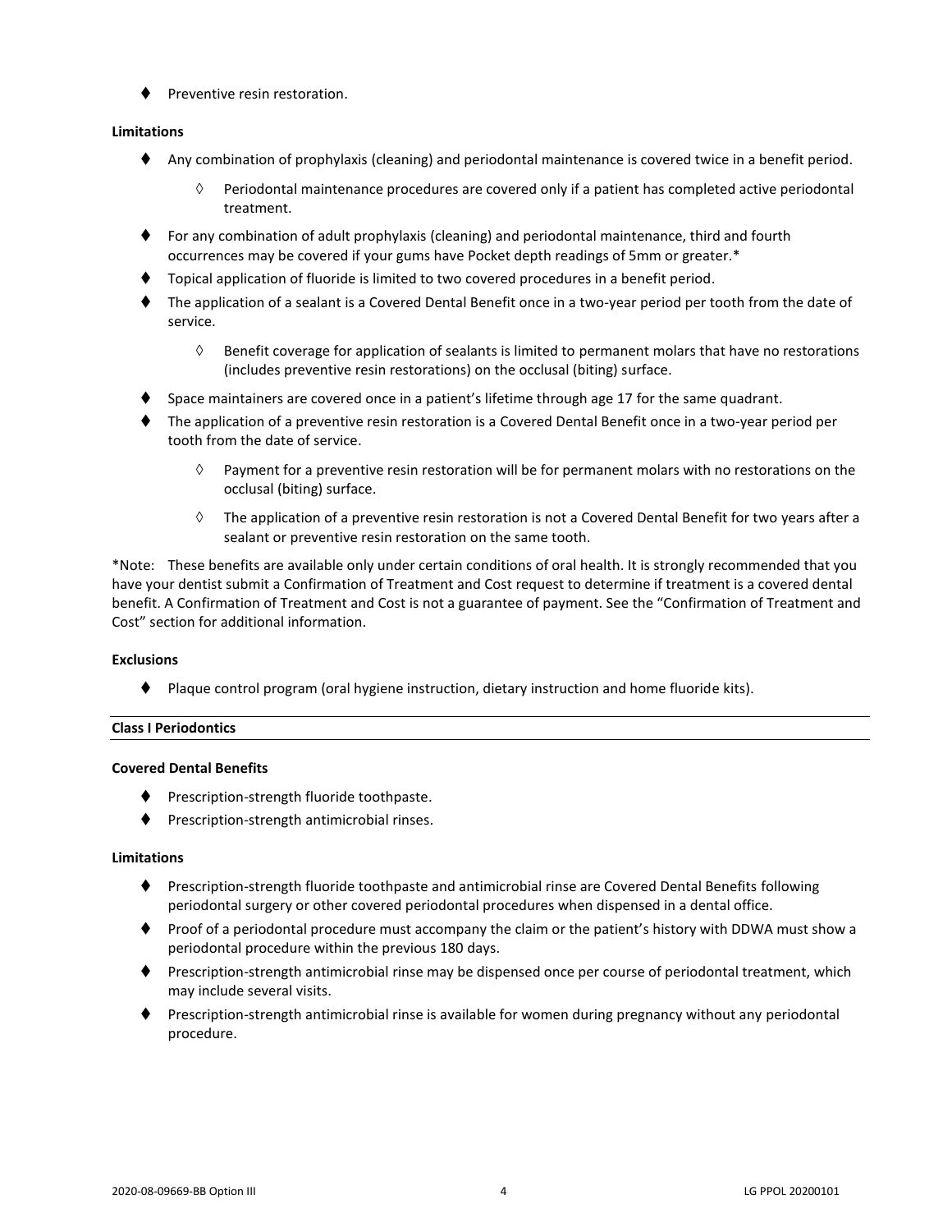- Preventive resin restoration.

**Limitations**

- Any combination of prophylaxis (cleaning) and periodontal maintenance is covered twice in a benefit period.
  - Periodontal maintenance procedures are covered only if a patient has completed active periodontal treatment.
- For any combination of adult prophylaxis (cleaning) and periodontal maintenance, third and fourth occurrences may be covered if your gums have Pocket depth readings of 5mm or greater.*
- Topical application of fluoride is limited to two covered procedures in a benefit period.
- The application of a sealant is a Covered Dental Benefit once in a two-year period per tooth from the date of service.
  - Benefit coverage for application of sealants is limited to permanent molars that have no restorations (includes preventive resin restorations) on the occlusal (biting) surface.
- Space maintainers are covered once in a patient's lifetime through age 17 for the same quadrant.
- The application of a preventive resin restoration is a Covered Dental Benefit once in a two-year period per tooth from the date of service.
  - Payment for a preventive resin restoration will be for permanent molars with no restorations on the occlusal (biting) surface.
  - The application of a preventive resin restoration is not a Covered Dental Benefit for two years after a sealant or preventive resin restoration on the same tooth.

*Note: These benefits are available only under certain conditions of oral health. It is strongly recommended that you have your dentist submit a Confirmation of Treatment and Cost request to determine if treatment is a covered dental benefit. A Confirmation of Treatment and Cost is not a guarantee of payment. See the "Confirmation of Treatment and Cost" section for additional information.

**Exclusions**

- Plaque control program (oral hygiene instruction, dietary instruction and home fluoride kits).

**Class I Periodontics**

**Covered Dental Benefits**

- Prescription-strength fluoride toothpaste.
- Prescription-strength antimicrobial rinses.

**Limitations**

- Prescription-strength fluoride toothpaste and antimicrobial rinse are Covered Dental Benefits following periodontal surgery or other covered periodontal procedures when dispensed in a dental office.
- Proof of a periodontal procedure must accompany the claim or the patient's history with DDWA must show a periodontal procedure within the previous 180 days.
- Prescription-strength antimicrobial rinse may be dispensed once per course of periodontal treatment, which may include several visits.
- Prescription-strength antimicrobial rinse is available for women during pregnancy without any periodontal procedure.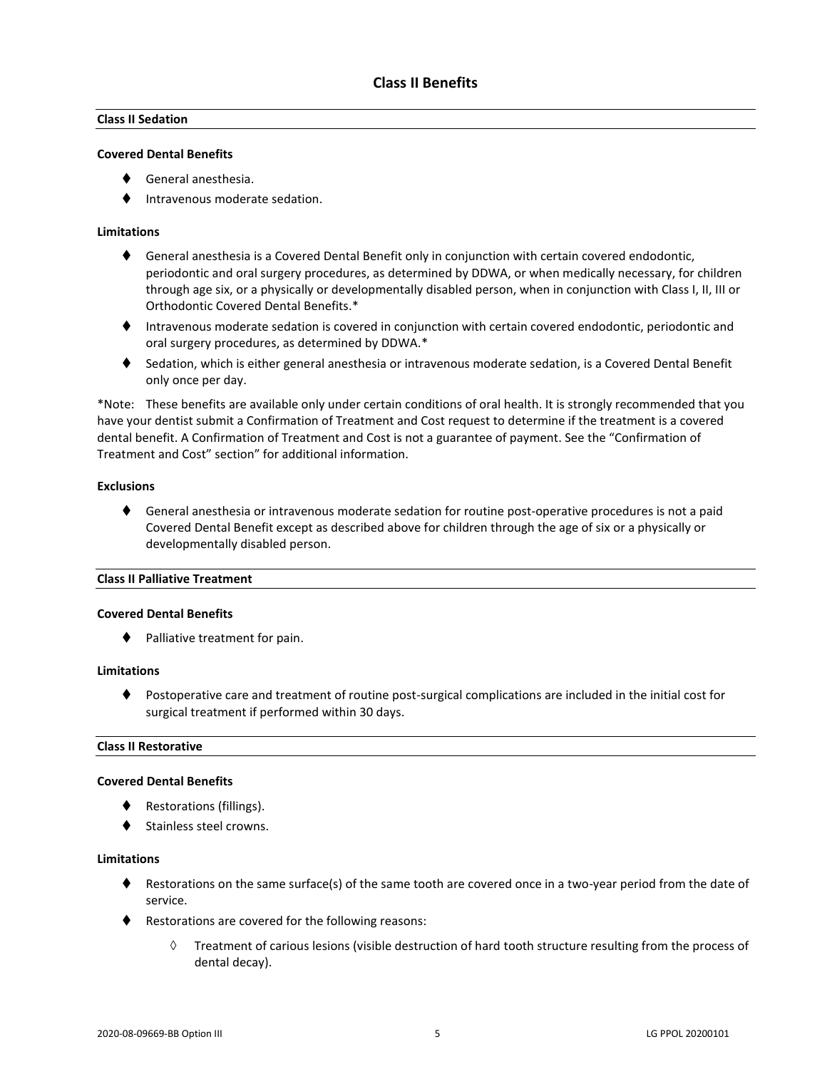## Class II Benefits

### Class II Sedation

**Covered Dental Benefits**

- General anesthesia.
- Intravenous moderate sedation.

**Limitations**

- General anesthesia is a Covered Dental Benefit only in conjunction with certain covered endodontic, periodontic and oral surgery procedures, as determined by DDWA, or when medically necessary, for children through age six, or a physically or developmentally disabled person, when in conjunction with Class I, II, III or Orthodontic Covered Dental Benefits.*
- Intravenous moderate sedation is covered in conjunction with certain covered endodontic, periodontic and oral surgery procedures, as determined by DDWA.*
- Sedation, which is either general anesthesia or intravenous moderate sedation, is a Covered Dental Benefit only once per day.

*Note: These benefits are available only under certain conditions of oral health. It is strongly recommended that you have your dentist submit a Confirmation of Treatment and Cost request to determine if the treatment is a covered dental benefit. A Confirmation of Treatment and Cost is not a guarantee of payment. See the "Confirmation of Treatment and Cost" section" for additional information.

**Exclusions**

- General anesthesia or intravenous moderate sedation for routine post-operative procedures is not a paid Covered Dental Benefit except as described above for children through the age of six or a physically or developmentally disabled person.

### Class II Palliative Treatment

**Covered Dental Benefits**

- Palliative treatment for pain.

**Limitations**

- Postoperative care and treatment of routine post-surgical complications are included in the initial cost for surgical treatment if performed within 30 days.

### Class II Restorative

**Covered Dental Benefits**

- Restorations (fillings).
- Stainless steel crowns.

**Limitations**

- Restorations on the same surface(s) of the same tooth are covered once in a two-year period from the date of service.
- Restorations are covered for the following reasons:
  - Treatment of carious lesions (visible destruction of hard tooth structure resulting from the process of dental decay).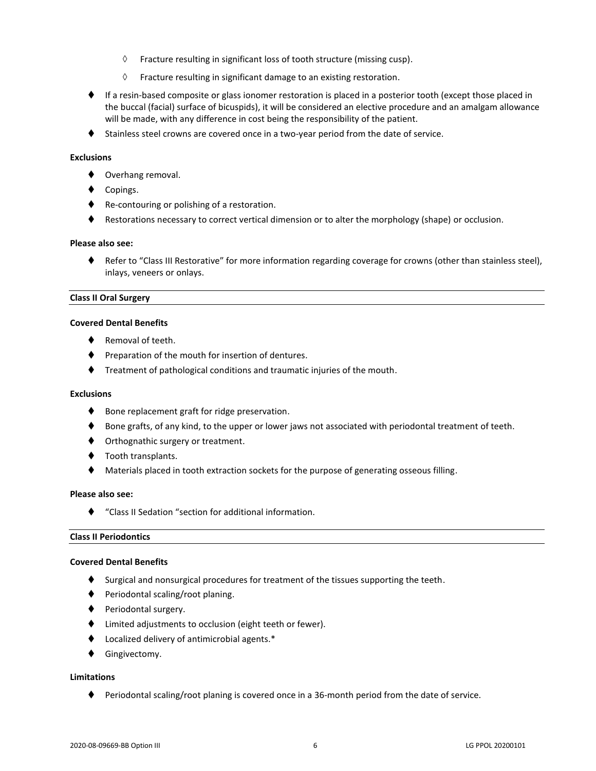- ◊ Fracture resulting in significant loss of tooth structure (missing cusp).
  - ◊ Fracture resulting in significant damage to an existing restoration.
- If a resin-based composite or glass ionomer restoration is placed in a posterior tooth (except those placed in the buccal (facial) surface of bicuspids), it will be considered an elective procedure and an amalgam allowance will be made, with any difference in cost being the responsibility of the patient.
- Stainless steel crowns are covered once in a two-year period from the date of service.

**Exclusions**

- Overhang removal.
- Copings.
- Re-contouring or polishing of a restoration.
- Restorations necessary to correct vertical dimension or to alter the morphology (shape) or occlusion.

**Please also see:**

- Refer to "Class III Restorative" for more information regarding coverage for crowns (other than stainless steel), inlays, veneers or onlays.

**Class II Oral Surgery**

**Covered Dental Benefits**

- Removal of teeth.
- Preparation of the mouth for insertion of dentures.
- Treatment of pathological conditions and traumatic injuries of the mouth.

**Exclusions**

- Bone replacement graft for ridge preservation.
- Bone grafts, of any kind, to the upper or lower jaws not associated with periodontal treatment of teeth.
- Orthognathic surgery or treatment.
- Tooth transplants.
- Materials placed in tooth extraction sockets for the purpose of generating osseous filling.

**Please also see:**

- "Class II Sedation "section for additional information.

**Class II Periodontics**

**Covered Dental Benefits**

- Surgical and nonsurgical procedures for treatment of the tissues supporting the teeth.
- Periodontal scaling/root planing.
- Periodontal surgery.
- Limited adjustments to occlusion (eight teeth or fewer).
- Localized delivery of antimicrobial agents.*
- Gingivectomy.

**Limitations**

- Periodontal scaling/root planing is covered once in a 36-month period from the date of service.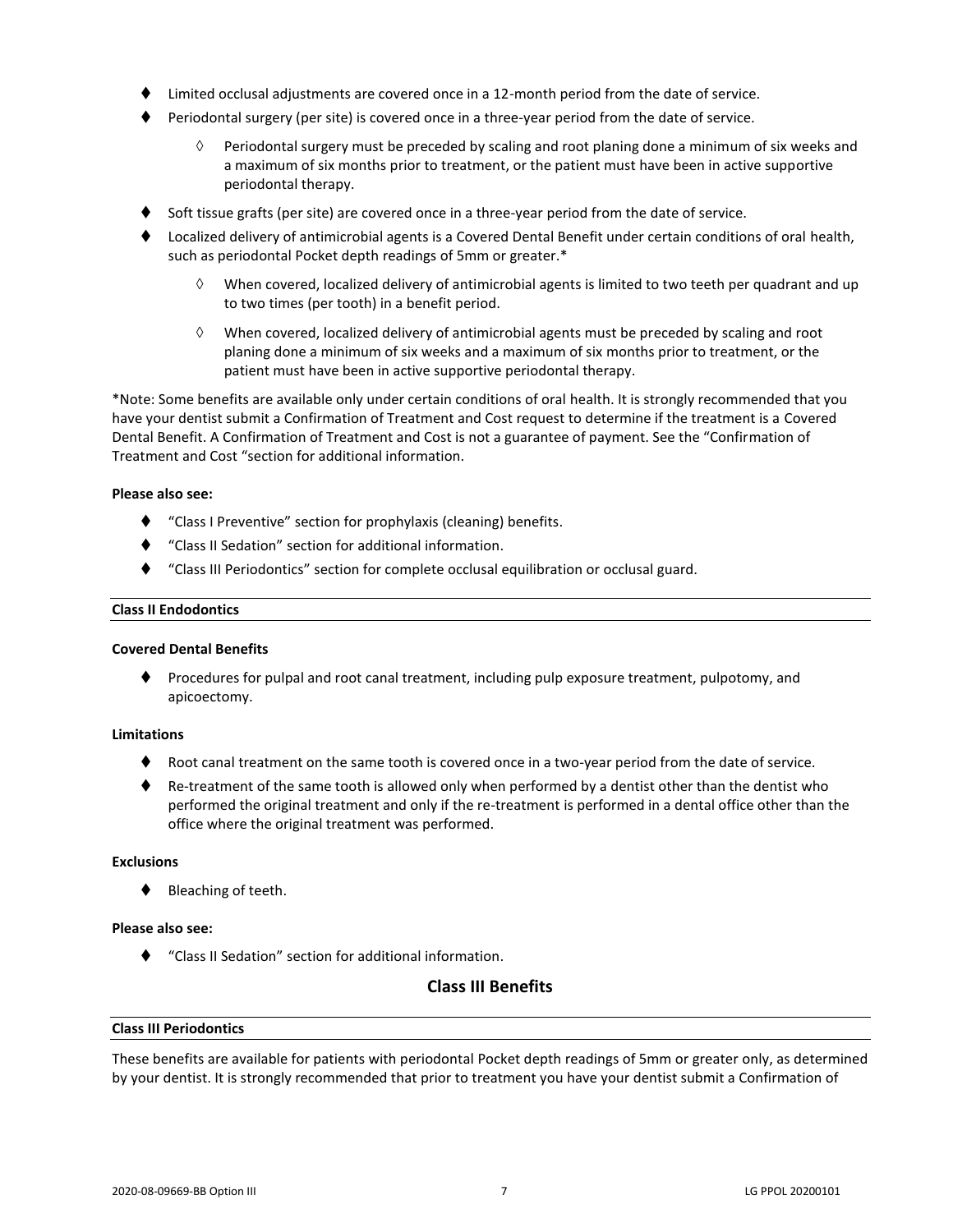- Limited occlusal adjustments are covered once in a 12-month period from the date of service.
- Periodontal surgery (per site) is covered once in a three-year period from the date of service.
  - Periodontal surgery must be preceded by scaling and root planing done a minimum of six weeks and a maximum of six months prior to treatment, or the patient must have been in active supportive periodontal therapy.
- Soft tissue grafts (per site) are covered once in a three-year period from the date of service.
- Localized delivery of antimicrobial agents is a Covered Dental Benefit under certain conditions of oral health, such as periodontal Pocket depth readings of 5mm or greater.*
  - When covered, localized delivery of antimicrobial agents is limited to two teeth per quadrant and up to two times (per tooth) in a benefit period.
  - When covered, localized delivery of antimicrobial agents must be preceded by scaling and root planing done a minimum of six weeks and a maximum of six months prior to treatment, or the patient must have been in active supportive periodontal therapy.

*Note: Some benefits are available only under certain conditions of oral health. It is strongly recommended that you have your dentist submit a Confirmation of Treatment and Cost request to determine if the treatment is a Covered Dental Benefit. A Confirmation of Treatment and Cost is not a guarantee of payment. See the "Confirmation of Treatment and Cost "section for additional information.

**Please also see:**

- "Class I Preventive" section for prophylaxis (cleaning) benefits.
- "Class II Sedation" section for additional information.
- "Class III Periodontics" section for complete occlusal equilibration or occlusal guard.

#### Class II Endodontics

**Covered Dental Benefits**

- Procedures for pulpal and root canal treatment, including pulp exposure treatment, pulpotomy, and apicoectomy.

**Limitations**

- Root canal treatment on the same tooth is covered once in a two-year period from the date of service.
- Re-treatment of the same tooth is allowed only when performed by a dentist other than the dentist who performed the original treatment and only if the re-treatment is performed in a dental office other than the office where the original treatment was performed.

**Exclusions**

- Bleaching of teeth.

**Please also see:**

- "Class II Sedation" section for additional information.

## Class III Benefits

#### Class III Periodontics

These benefits are available for patients with periodontal Pocket depth readings of 5mm or greater only, as determined by your dentist. It is strongly recommended that prior to treatment you have your dentist submit a Confirmation of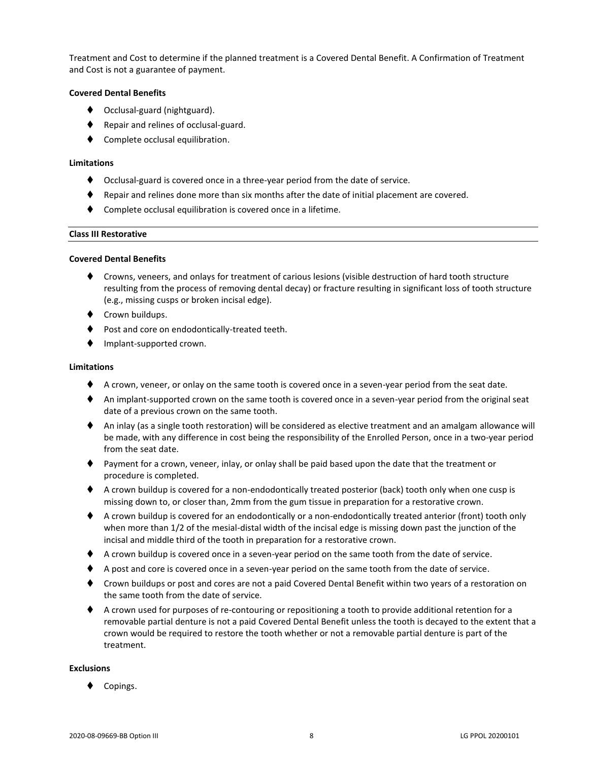Treatment and Cost to determine if the planned treatment is a Covered Dental Benefit. A Confirmation of Treatment and Cost is not a guarantee of payment.

**Covered Dental Benefits**

- Occlusal-guard (nightguard).
- Repair and relines of occlusal-guard.
- Complete occlusal equilibration.

**Limitations**

- Occlusal-guard is covered once in a three-year period from the date of service.
- Repair and relines done more than six months after the date of initial placement are covered.
- Complete occlusal equilibration is covered once in a lifetime.

**Class III Restorative**

**Covered Dental Benefits**

- Crowns, veneers, and onlays for treatment of carious lesions (visible destruction of hard tooth structure resulting from the process of removing dental decay) or fracture resulting in significant loss of tooth structure (e.g., missing cusps or broken incisal edge).
- Crown buildups.
- Post and core on endodontically-treated teeth.
- Implant-supported crown.

**Limitations**

- A crown, veneer, or onlay on the same tooth is covered once in a seven-year period from the seat date.
- An implant-supported crown on the same tooth is covered once in a seven-year period from the original seat date of a previous crown on the same tooth.
- An inlay (as a single tooth restoration) will be considered as elective treatment and an amalgam allowance will be made, with any difference in cost being the responsibility of the Enrolled Person, once in a two-year period from the seat date.
- Payment for a crown, veneer, inlay, or onlay shall be paid based upon the date that the treatment or procedure is completed.
- A crown buildup is covered for a non-endodontically treated posterior (back) tooth only when one cusp is missing down to, or closer than, 2mm from the gum tissue in preparation for a restorative crown.
- A crown buildup is covered for an endodontically or a non-endodontically treated anterior (front) tooth only when more than 1/2 of the mesial-distal width of the incisal edge is missing down past the junction of the incisal and middle third of the tooth in preparation for a restorative crown.
- A crown buildup is covered once in a seven-year period on the same tooth from the date of service.
- A post and core is covered once in a seven-year period on the same tooth from the date of service.
- Crown buildups or post and cores are not a paid Covered Dental Benefit within two years of a restoration on the same tooth from the date of service.
- A crown used for purposes of re-contouring or repositioning a tooth to provide additional retention for a removable partial denture is not a paid Covered Dental Benefit unless the tooth is decayed to the extent that a crown would be required to restore the tooth whether or not a removable partial denture is part of the treatment.

**Exclusions**

- Copings.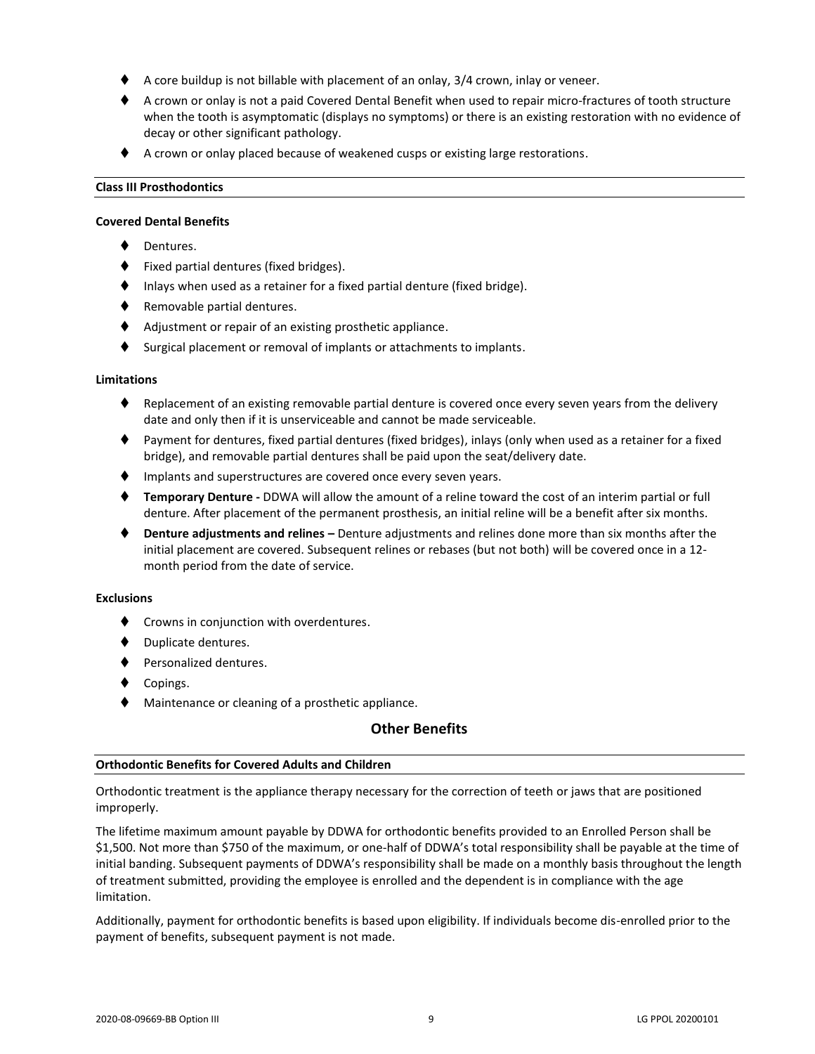- A core buildup is not billable with placement of an onlay, 3/4 crown, inlay or veneer.
- A crown or onlay is not a paid Covered Dental Benefit when used to repair micro-fractures of tooth structure when the tooth is asymptomatic (displays no symptoms) or there is an existing restoration with no evidence of decay or other significant pathology.
- A crown or onlay placed because of weakened cusps or existing large restorations.

### Class III Prosthodontics

**Covered Dental Benefits**

- Dentures.
- Fixed partial dentures (fixed bridges).
- Inlays when used as a retainer for a fixed partial denture (fixed bridge).
- Removable partial dentures.
- Adjustment or repair of an existing prosthetic appliance.
- Surgical placement or removal of implants or attachments to implants.

**Limitations**

- Replacement of an existing removable partial denture is covered once every seven years from the delivery date and only then if it is unserviceable and cannot be made serviceable.
- Payment for dentures, fixed partial dentures (fixed bridges), inlays (only when used as a retainer for a fixed bridge), and removable partial dentures shall be paid upon the seat/delivery date.
- Implants and superstructures are covered once every seven years.
- **Temporary Denture -** DDWA will allow the amount of a reline toward the cost of an interim partial or full denture. After placement of the permanent prosthesis, an initial reline will be a benefit after six months.
- **Denture adjustments and relines –** Denture adjustments and relines done more than six months after the initial placement are covered. Subsequent relines or rebases (but not both) will be covered once in a 12-month period from the date of service.

**Exclusions**

- Crowns in conjunction with overdentures.
- Duplicate dentures.
- Personalized dentures.
- Copings.
- Maintenance or cleaning of a prosthetic appliance.

## Other Benefits

### Orthodontic Benefits for Covered Adults and Children

Orthodontic treatment is the appliance therapy necessary for the correction of teeth or jaws that are positioned improperly.

The lifetime maximum amount payable by DDWA for orthodontic benefits provided to an Enrolled Person shall be $1,500. Not more than $750 of the maximum, or one-half of DDWA's total responsibility shall be payable at the time of initial banding. Subsequent payments of DDWA's responsibility shall be made on a monthly basis throughout the length of treatment submitted, providing the employee is enrolled and the dependent is in compliance with the age limitation.

Additionally, payment for orthodontic benefits is based upon eligibility. If individuals become dis-enrolled prior to the payment of benefits, subsequent payment is not made.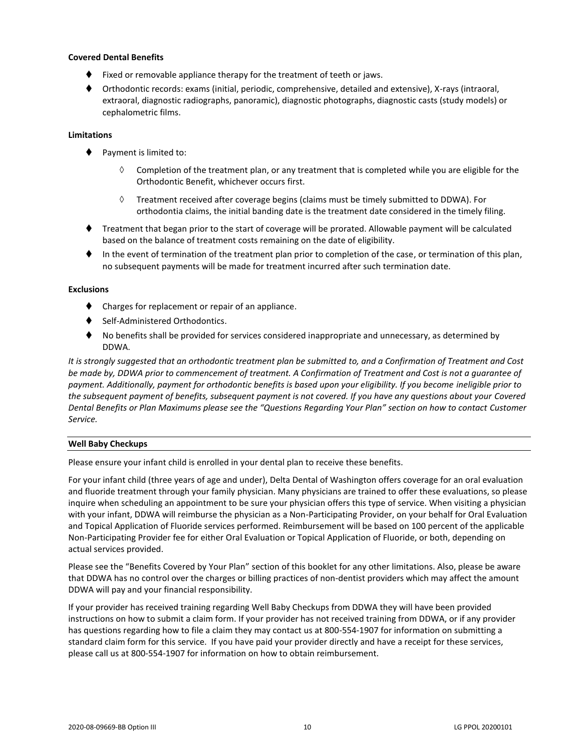**Covered Dental Benefits**

- Fixed or removable appliance therapy for the treatment of teeth or jaws.
- Orthodontic records: exams (initial, periodic, comprehensive, detailed and extensive), X-rays (intraoral, extraoral, diagnostic radiographs, panoramic), diagnostic photographs, diagnostic casts (study models) or cephalometric films.

**Limitations**

- Payment is limited to:
  - Completion of the treatment plan, or any treatment that is completed while you are eligible for the Orthodontic Benefit, whichever occurs first.
  - Treatment received after coverage begins (claims must be timely submitted to DDWA). For orthodontia claims, the initial banding date is the treatment date considered in the timely filing.
- Treatment that began prior to the start of coverage will be prorated. Allowable payment will be calculated based on the balance of treatment costs remaining on the date of eligibility.
- In the event of termination of the treatment plan prior to completion of the case, or termination of this plan, no subsequent payments will be made for treatment incurred after such termination date.

**Exclusions**

- Charges for replacement or repair of an appliance.
- Self-Administered Orthodontics.
- No benefits shall be provided for services considered inappropriate and unnecessary, as determined by DDWA.

*It is strongly suggested that an orthodontic treatment plan be submitted to, and a Confirmation of Treatment and Cost be made by, DDWA prior to commencement of treatment. A Confirmation of Treatment and Cost is not a guarantee of payment. Additionally, payment for orthodontic benefits is based upon your eligibility. If you become ineligible prior to the subsequent payment of benefits, subsequent payment is not covered. If you have any questions about your Covered Dental Benefits or Plan Maximums please see the "Questions Regarding Your Plan" section on how to contact Customer Service.*

**Well Baby Checkups**

Please ensure your infant child is enrolled in your dental plan to receive these benefits.

For your infant child (three years of age and under), Delta Dental of Washington offers coverage for an oral evaluation and fluoride treatment through your family physician. Many physicians are trained to offer these evaluations, so please inquire when scheduling an appointment to be sure your physician offers this type of service. When visiting a physician with your infant, DDWA will reimburse the physician as a Non-Participating Provider, on your behalf for Oral Evaluation and Topical Application of Fluoride services performed. Reimbursement will be based on 100 percent of the applicable Non-Participating Provider fee for either Oral Evaluation or Topical Application of Fluoride, or both, depending on actual services provided.

Please see the "Benefits Covered by Your Plan" section of this booklet for any other limitations. Also, please be aware that DDWA has no control over the charges or billing practices of non-dentist providers which may affect the amount DDWA will pay and your financial responsibility.

If your provider has received training regarding Well Baby Checkups from DDWA they will have been provided instructions on how to submit a claim form. If your provider has not received training from DDWA, or if any provider has questions regarding how to file a claim they may contact us at 800-554-1907 for information on submitting a standard claim form for this service. If you have paid your provider directly and have a receipt for these services, please call us at 800-554-1907 for information on how to obtain reimbursement.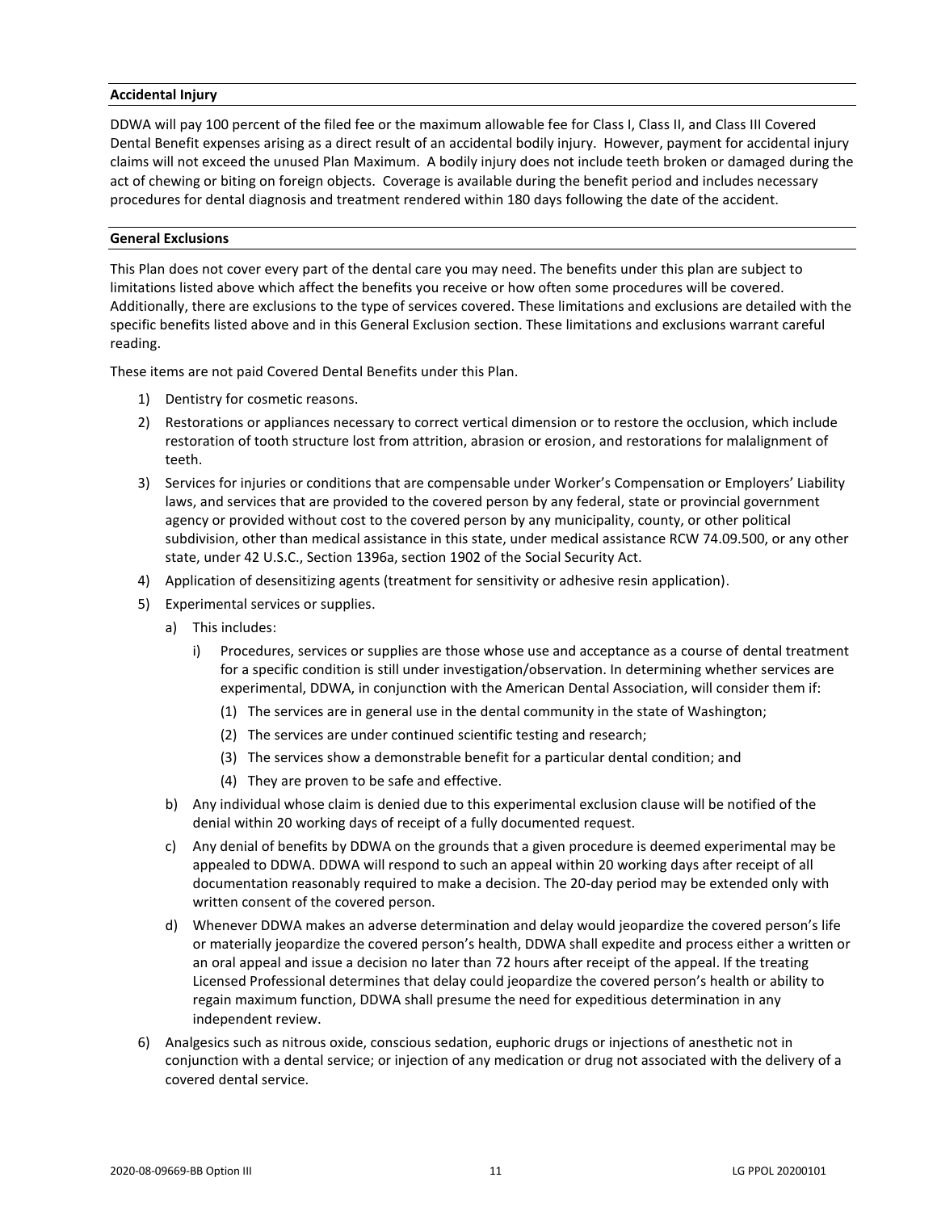**Accidental Injury**

DDWA will pay 100 percent of the filed fee or the maximum allowable fee for Class I, Class II, and Class III Covered Dental Benefit expenses arising as a direct result of an accidental bodily injury. However, payment for accidental injury claims will not exceed the unused Plan Maximum. A bodily injury does not include teeth broken or damaged during the act of chewing or biting on foreign objects. Coverage is available during the benefit period and includes necessary procedures for dental diagnosis and treatment rendered within 180 days following the date of the accident.

**General Exclusions**

This Plan does not cover every part of the dental care you may need. The benefits under this plan are subject to limitations listed above which affect the benefits you receive or how often some procedures will be covered. Additionally, there are exclusions to the type of services covered. These limitations and exclusions are detailed with the specific benefits listed above and in this General Exclusion section. These limitations and exclusions warrant careful reading.

These items are not paid Covered Dental Benefits under this Plan.

1) Dentistry for cosmetic reasons.
2) Restorations or appliances necessary to correct vertical dimension or to restore the occlusion, which include restoration of tooth structure lost from attrition, abrasion or erosion, and restorations for malalignment of teeth.
3) Services for injuries or conditions that are compensable under Worker's Compensation or Employers' Liability laws, and services that are provided to the covered person by any federal, state or provincial government agency or provided without cost to the covered person by any municipality, county, or other political subdivision, other than medical assistance in this state, under medical assistance RCW 74.09.500, or any other state, under 42 U.S.C., Section 1396a, section 1902 of the Social Security Act.
4) Application of desensitizing agents (treatment for sensitivity or adhesive resin application).
5) Experimental services or supplies.
   a) This includes:
      i) Procedures, services or supplies are those whose use and acceptance as a course of dental treatment for a specific condition is still under investigation/observation. In determining whether services are experimental, DDWA, in conjunction with the American Dental Association, will consider them if:
         (1) The services are in general use in the dental community in the state of Washington;
         (2) The services are under continued scientific testing and research;
         (3) The services show a demonstrable benefit for a particular dental condition; and
         (4) They are proven to be safe and effective.
   b) Any individual whose claim is denied due to this experimental exclusion clause will be notified of the denial within 20 working days of receipt of a fully documented request.
   c) Any denial of benefits by DDWA on the grounds that a given procedure is deemed experimental may be appealed to DDWA. DDWA will respond to such an appeal within 20 working days after receipt of all documentation reasonably required to make a decision. The 20-day period may be extended only with written consent of the covered person.
   d) Whenever DDWA makes an adverse determination and delay would jeopardize the covered person's life or materially jeopardize the covered person's health, DDWA shall expedite and process either a written or an oral appeal and issue a decision no later than 72 hours after receipt of the appeal. If the treating Licensed Professional determines that delay could jeopardize the covered person's health or ability to regain maximum function, DDWA shall presume the need for expeditious determination in any independent review.
6) Analgesics such as nitrous oxide, conscious sedation, euphoric drugs or injections of anesthetic not in conjunction with a dental service; or injection of any medication or drug not associated with the delivery of a covered dental service.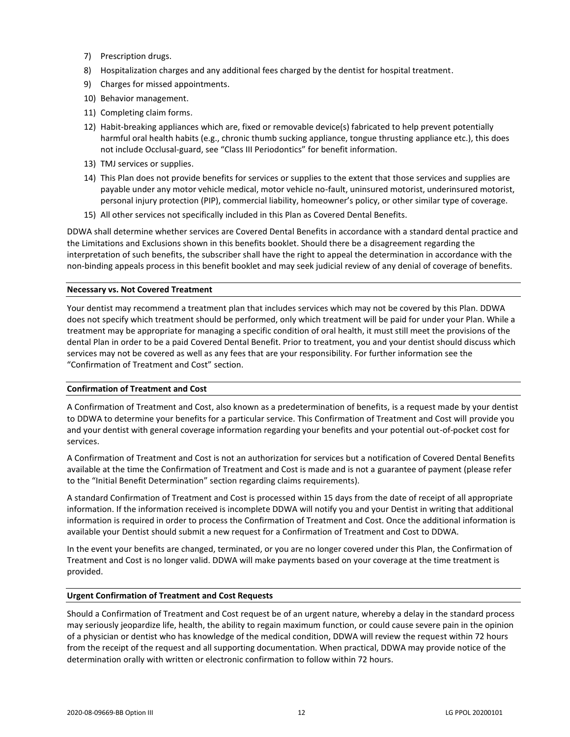7) Prescription drugs.
8) Hospitalization charges and any additional fees charged by the dentist for hospital treatment.
9) Charges for missed appointments.
10) Behavior management.
11) Completing claim forms.
12) Habit-breaking appliances which are, fixed or removable device(s) fabricated to help prevent potentially harmful oral health habits (e.g., chronic thumb sucking appliance, tongue thrusting appliance etc.), this does not include Occlusal-guard, see "Class III Periodontics" for benefit information.
13) TMJ services or supplies.
14) This Plan does not provide benefits for services or supplies to the extent that those services and supplies are payable under any motor vehicle medical, motor vehicle no-fault, uninsured motorist, underinsured motorist, personal injury protection (PIP), commercial liability, homeowner's policy, or other similar type of coverage.
15) All other services not specifically included in this Plan as Covered Dental Benefits.

DDWA shall determine whether services are Covered Dental Benefits in accordance with a standard dental practice and the Limitations and Exclusions shown in this benefits booklet. Should there be a disagreement regarding the interpretation of such benefits, the subscriber shall have the right to appeal the determination in accordance with the non-binding appeals process in this benefit booklet and may seek judicial review of any denial of coverage of benefits.

**Necessary vs. Not Covered Treatment**

Your dentist may recommend a treatment plan that includes services which may not be covered by this Plan. DDWA does not specify which treatment should be performed, only which treatment will be paid for under your Plan. While a treatment may be appropriate for managing a specific condition of oral health, it must still meet the provisions of the dental Plan in order to be a paid Covered Dental Benefit. Prior to treatment, you and your dentist should discuss which services may not be covered as well as any fees that are your responsibility. For further information see the "Confirmation of Treatment and Cost" section.

**Confirmation of Treatment and Cost**

A Confirmation of Treatment and Cost, also known as a predetermination of benefits, is a request made by your dentist to DDWA to determine your benefits for a particular service. This Confirmation of Treatment and Cost will provide you and your dentist with general coverage information regarding your benefits and your potential out-of-pocket cost for services.

A Confirmation of Treatment and Cost is not an authorization for services but a notification of Covered Dental Benefits available at the time the Confirmation of Treatment and Cost is made and is not a guarantee of payment (please refer to the "Initial Benefit Determination" section regarding claims requirements).

A standard Confirmation of Treatment and Cost is processed within 15 days from the date of receipt of all appropriate information. If the information received is incomplete DDWA will notify you and your Dentist in writing that additional information is required in order to process the Confirmation of Treatment and Cost. Once the additional information is available your Dentist should submit a new request for a Confirmation of Treatment and Cost to DDWA.

In the event your benefits are changed, terminated, or you are no longer covered under this Plan, the Confirmation of Treatment and Cost is no longer valid. DDWA will make payments based on your coverage at the time treatment is provided.

**Urgent Confirmation of Treatment and Cost Requests**

Should a Confirmation of Treatment and Cost request be of an urgent nature, whereby a delay in the standard process may seriously jeopardize life, health, the ability to regain maximum function, or could cause severe pain in the opinion of a physician or dentist who has knowledge of the medical condition, DDWA will review the request within 72 hours from the receipt of the request and all supporting documentation. When practical, DDWA may provide notice of the determination orally with written or electronic confirmation to follow within 72 hours.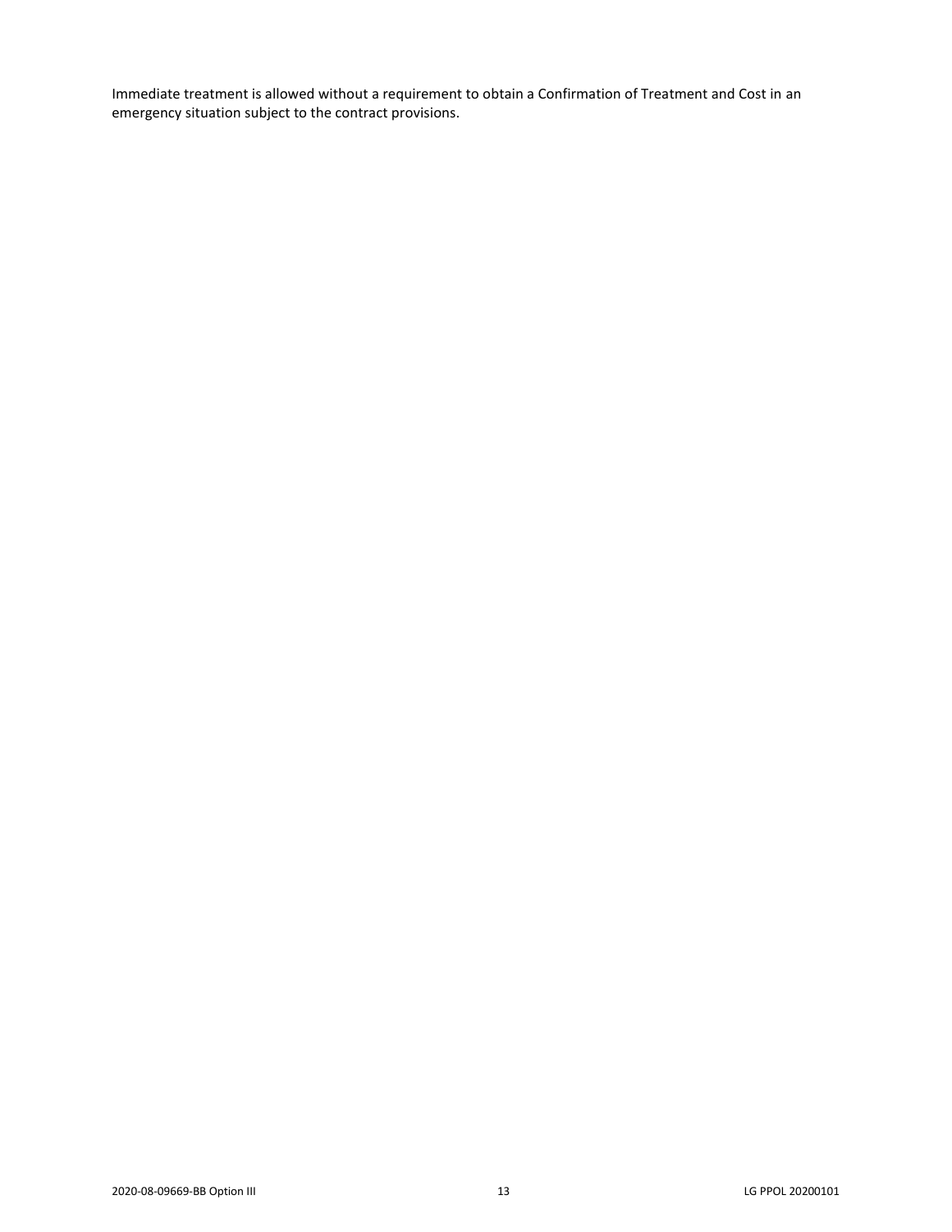Immediate treatment is allowed without a requirement to obtain a Confirmation of Treatment and Cost in an emergency situation subject to the contract provisions.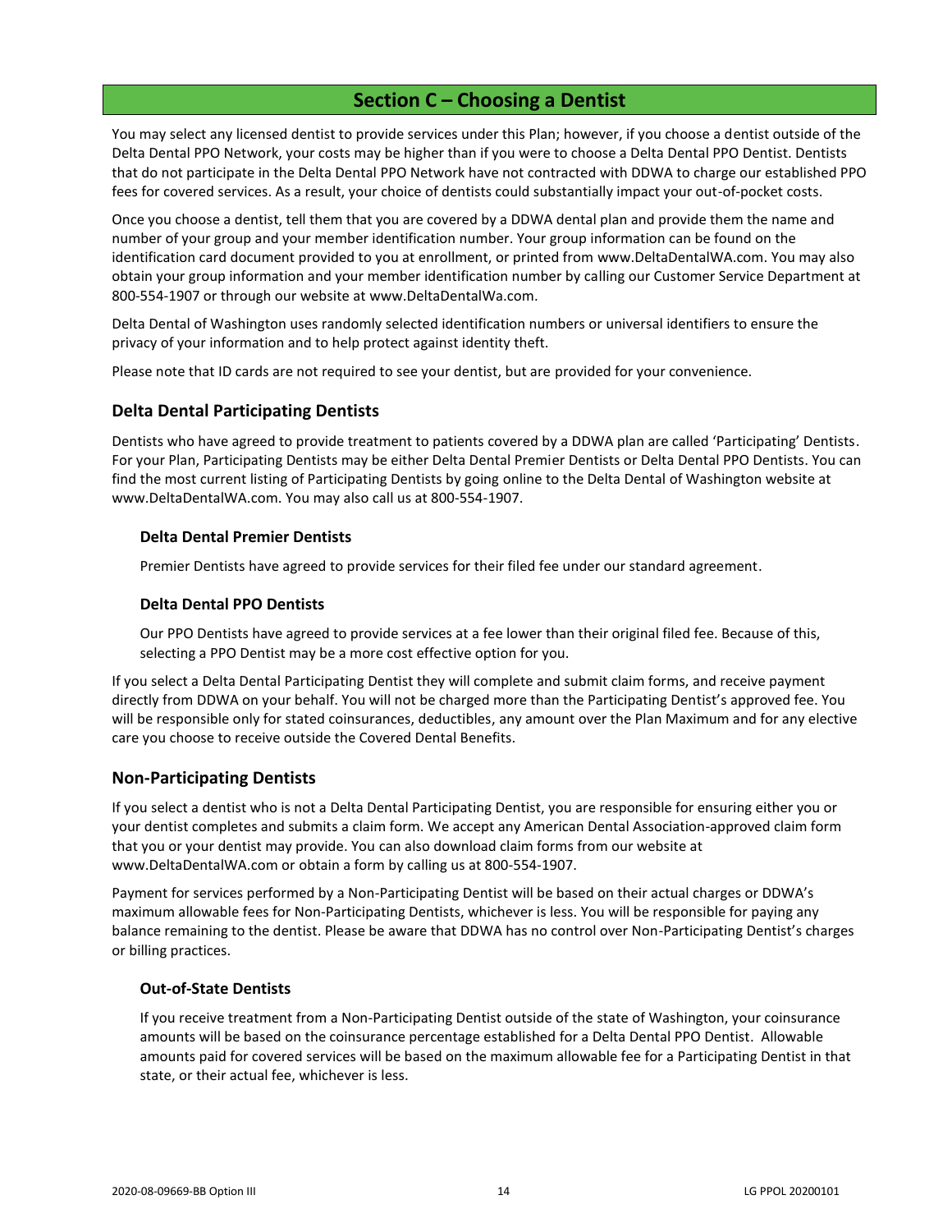# Section C – Choosing a Dentist

You may select any licensed dentist to provide services under this Plan; however, if you choose a dentist outside of the Delta Dental PPO Network, your costs may be higher than if you were to choose a Delta Dental PPO Dentist. Dentists that do not participate in the Delta Dental PPO Network have not contracted with DDWA to charge our established PPO fees for covered services. As a result, your choice of dentists could substantially impact your out-of-pocket costs.

Once you choose a dentist, tell them that you are covered by a DDWA dental plan and provide them the name and number of your group and your member identification number. Your group information can be found on the identification card document provided to you at enrollment, or printed from www.DeltaDentalWA.com. You may also obtain your group information and your member identification number by calling our Customer Service Department at 800-554-1907 or through our website at www.DeltaDentalWa.com.

Delta Dental of Washington uses randomly selected identification numbers or universal identifiers to ensure the privacy of your information and to help protect against identity theft.

Please note that ID cards are not required to see your dentist, but are provided for your convenience.

## Delta Dental Participating Dentists

Dentists who have agreed to provide treatment to patients covered by a DDWA plan are called 'Participating' Dentists. For your Plan, Participating Dentists may be either Delta Dental Premier Dentists or Delta Dental PPO Dentists. You can find the most current listing of Participating Dentists by going online to the Delta Dental of Washington website at www.DeltaDentalWA.com. You may also call us at 800-554-1907.

### Delta Dental Premier Dentists

Premier Dentists have agreed to provide services for their filed fee under our standard agreement.

### Delta Dental PPO Dentists

Our PPO Dentists have agreed to provide services at a fee lower than their original filed fee. Because of this, selecting a PPO Dentist may be a more cost effective option for you.

If you select a Delta Dental Participating Dentist they will complete and submit claim forms, and receive payment directly from DDWA on your behalf. You will not be charged more than the Participating Dentist's approved fee. You will be responsible only for stated coinsurances, deductibles, any amount over the Plan Maximum and for any elective care you choose to receive outside the Covered Dental Benefits.

## Non-Participating Dentists

If you select a dentist who is not a Delta Dental Participating Dentist, you are responsible for ensuring either you or your dentist completes and submits a claim form. We accept any American Dental Association-approved claim form that you or your dentist may provide. You can also download claim forms from our website at www.DeltaDentalWA.com or obtain a form by calling us at 800-554-1907.

Payment for services performed by a Non-Participating Dentist will be based on their actual charges or DDWA's maximum allowable fees for Non-Participating Dentists, whichever is less. You will be responsible for paying any balance remaining to the dentist. Please be aware that DDWA has no control over Non-Participating Dentist's charges or billing practices.

### Out-of-State Dentists

If you receive treatment from a Non-Participating Dentist outside of the state of Washington, your coinsurance amounts will be based on the coinsurance percentage established for a Delta Dental PPO Dentist. Allowable amounts paid for covered services will be based on the maximum allowable fee for a Participating Dentist in that state, or their actual fee, whichever is less.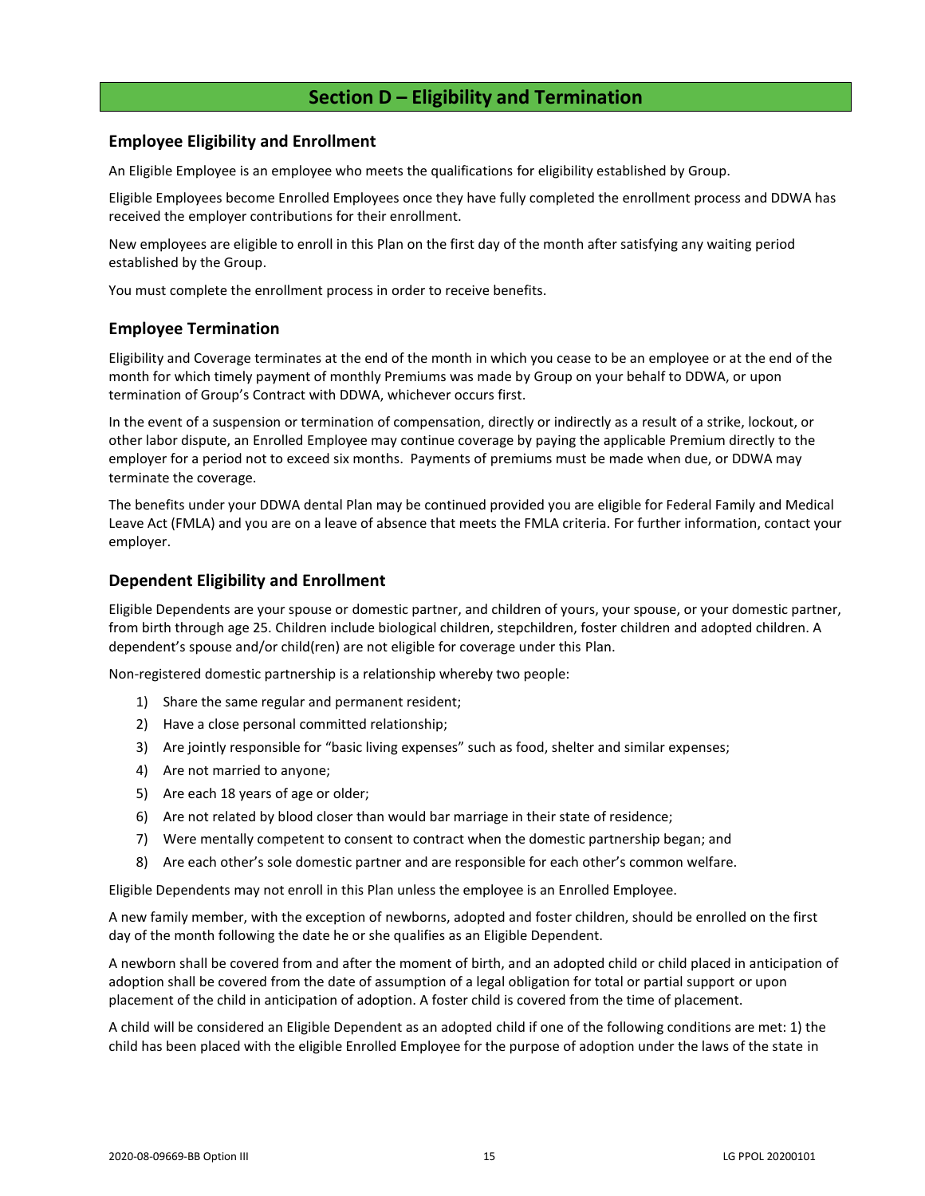## Section D – Eligibility and Termination

### Employee Eligibility and Enrollment

An Eligible Employee is an employee who meets the qualifications for eligibility established by Group.

Eligible Employees become Enrolled Employees once they have fully completed the enrollment process and DDWA has received the employer contributions for their enrollment.

New employees are eligible to enroll in this Plan on the first day of the month after satisfying any waiting period established by the Group.

You must complete the enrollment process in order to receive benefits.

### Employee Termination

Eligibility and Coverage terminates at the end of the month in which you cease to be an employee or at the end of the month for which timely payment of monthly Premiums was made by Group on your behalf to DDWA, or upon termination of Group's Contract with DDWA, whichever occurs first.

In the event of a suspension or termination of compensation, directly or indirectly as a result of a strike, lockout, or other labor dispute, an Enrolled Employee may continue coverage by paying the applicable Premium directly to the employer for a period not to exceed six months. Payments of premiums must be made when due, or DDWA may terminate the coverage.

The benefits under your DDWA dental Plan may be continued provided you are eligible for Federal Family and Medical Leave Act (FMLA) and you are on a leave of absence that meets the FMLA criteria. For further information, contact your employer.

### Dependent Eligibility and Enrollment

Eligible Dependents are your spouse or domestic partner, and children of yours, your spouse, or your domestic partner, from birth through age 25. Children include biological children, stepchildren, foster children and adopted children. A dependent's spouse and/or child(ren) are not eligible for coverage under this Plan.

Non-registered domestic partnership is a relationship whereby two people:

1) Share the same regular and permanent resident;
2) Have a close personal committed relationship;
3) Are jointly responsible for "basic living expenses" such as food, shelter and similar expenses;
4) Are not married to anyone;
5) Are each 18 years of age or older;
6) Are not related by blood closer than would bar marriage in their state of residence;
7) Were mentally competent to consent to contract when the domestic partnership began; and
8) Are each other's sole domestic partner and are responsible for each other's common welfare.

Eligible Dependents may not enroll in this Plan unless the employee is an Enrolled Employee.

A new family member, with the exception of newborns, adopted and foster children, should be enrolled on the first day of the month following the date he or she qualifies as an Eligible Dependent.

A newborn shall be covered from and after the moment of birth, and an adopted child or child placed in anticipation of adoption shall be covered from the date of assumption of a legal obligation for total or partial support or upon placement of the child in anticipation of adoption. A foster child is covered from the time of placement.

A child will be considered an Eligible Dependent as an adopted child if one of the following conditions are met: 1) the child has been placed with the eligible Enrolled Employee for the purpose of adoption under the laws of the state in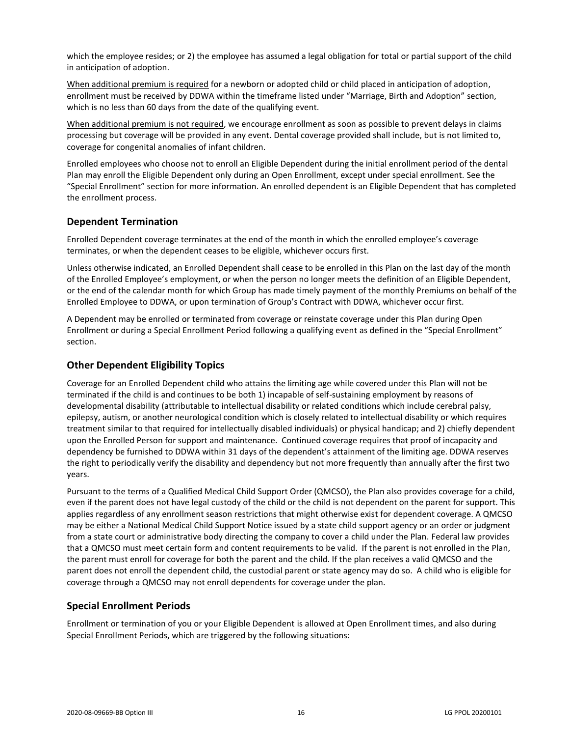which the employee resides; or 2) the employee has assumed a legal obligation for total or partial support of the child in anticipation of adoption.

When additional premium is required for a newborn or adopted child or child placed in anticipation of adoption, enrollment must be received by DDWA within the timeframe listed under "Marriage, Birth and Adoption" section, which is no less than 60 days from the date of the qualifying event.

When additional premium is not required, we encourage enrollment as soon as possible to prevent delays in claims processing but coverage will be provided in any event. Dental coverage provided shall include, but is not limited to, coverage for congenital anomalies of infant children.

Enrolled employees who choose not to enroll an Eligible Dependent during the initial enrollment period of the dental Plan may enroll the Eligible Dependent only during an Open Enrollment, except under special enrollment. See the "Special Enrollment" section for more information. An enrolled dependent is an Eligible Dependent that has completed the enrollment process.

## Dependent Termination

Enrolled Dependent coverage terminates at the end of the month in which the enrolled employee's coverage terminates, or when the dependent ceases to be eligible, whichever occurs first.

Unless otherwise indicated, an Enrolled Dependent shall cease to be enrolled in this Plan on the last day of the month of the Enrolled Employee's employment, or when the person no longer meets the definition of an Eligible Dependent, or the end of the calendar month for which Group has made timely payment of the monthly Premiums on behalf of the Enrolled Employee to DDWA, or upon termination of Group's Contract with DDWA, whichever occur first.

A Dependent may be enrolled or terminated from coverage or reinstate coverage under this Plan during Open Enrollment or during a Special Enrollment Period following a qualifying event as defined in the "Special Enrollment" section.

## Other Dependent Eligibility Topics

Coverage for an Enrolled Dependent child who attains the limiting age while covered under this Plan will not be terminated if the child is and continues to be both 1) incapable of self-sustaining employment by reasons of developmental disability (attributable to intellectual disability or related conditions which include cerebral palsy, epilepsy, autism, or another neurological condition which is closely related to intellectual disability or which requires treatment similar to that required for intellectually disabled individuals) or physical handicap; and 2) chiefly dependent upon the Enrolled Person for support and maintenance. Continued coverage requires that proof of incapacity and dependency be furnished to DDWA within 31 days of the dependent's attainment of the limiting age. DDWA reserves the right to periodically verify the disability and dependency but not more frequently than annually after the first two years.

Pursuant to the terms of a Qualified Medical Child Support Order (QMCSO), the Plan also provides coverage for a child, even if the parent does not have legal custody of the child or the child is not dependent on the parent for support. This applies regardless of any enrollment season restrictions that might otherwise exist for dependent coverage. A QMCSO may be either a National Medical Child Support Notice issued by a state child support agency or an order or judgment from a state court or administrative body directing the company to cover a child under the Plan. Federal law provides that a QMCSO must meet certain form and content requirements to be valid. If the parent is not enrolled in the Plan, the parent must enroll for coverage for both the parent and the child. If the plan receives a valid QMCSO and the parent does not enroll the dependent child, the custodial parent or state agency may do so. A child who is eligible for coverage through a QMCSO may not enroll dependents for coverage under the plan.

## Special Enrollment Periods

Enrollment or termination of you or your Eligible Dependent is allowed at Open Enrollment times, and also during Special Enrollment Periods, which are triggered by the following situations: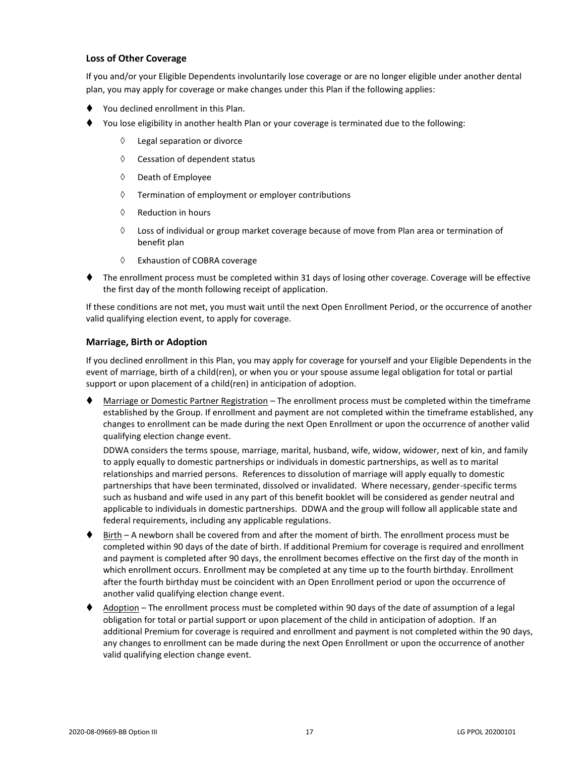### Loss of Other Coverage

If you and/or your Eligible Dependents involuntarily lose coverage or are no longer eligible under another dental plan, you may apply for coverage or make changes under this Plan if the following applies:

- You declined enrollment in this Plan.
- You lose eligibility in another health Plan or your coverage is terminated due to the following:
    - Legal separation or divorce
    - Cessation of dependent status
    - Death of Employee
    - Termination of employment or employer contributions
    - Reduction in hours
    - Loss of individual or group market coverage because of move from Plan area or termination of benefit plan
    - Exhaustion of COBRA coverage
- The enrollment process must be completed within 31 days of losing other coverage. Coverage will be effective the first day of the month following receipt of application.

If these conditions are not met, you must wait until the next Open Enrollment Period, or the occurrence of another valid qualifying election event, to apply for coverage.

### Marriage, Birth or Adoption

If you declined enrollment in this Plan, you may apply for coverage for yourself and your Eligible Dependents in the event of marriage, birth of a child(ren), or when you or your spouse assume legal obligation for total or partial support or upon placement of a child(ren) in anticipation of adoption.

- Marriage or Domestic Partner Registration – The enrollment process must be completed within the timeframe established by the Group. If enrollment and payment are not completed within the timeframe established, any changes to enrollment can be made during the next Open Enrollment or upon the occurrence of another valid qualifying election change event.

  DDWA considers the terms spouse, marriage, marital, husband, wife, widow, widower, next of kin, and family to apply equally to domestic partnerships or individuals in domestic partnerships, as well as to marital relationships and married persons. References to dissolution of marriage will apply equally to domestic partnerships that have been terminated, dissolved or invalidated. Where necessary, gender-specific terms such as husband and wife used in any part of this benefit booklet will be considered as gender neutral and applicable to individuals in domestic partnerships. DDWA and the group will follow all applicable state and federal requirements, including any applicable regulations.
- Birth – A newborn shall be covered from and after the moment of birth. The enrollment process must be completed within 90 days of the date of birth. If additional Premium for coverage is required and enrollment and payment is completed after 90 days, the enrollment becomes effective on the first day of the month in which enrollment occurs. Enrollment may be completed at any time up to the fourth birthday. Enrollment after the fourth birthday must be coincident with an Open Enrollment period or upon the occurrence of another valid qualifying election change event.
- Adoption – The enrollment process must be completed within 90 days of the date of assumption of a legal obligation for total or partial support or upon placement of the child in anticipation of adoption. If an additional Premium for coverage is required and enrollment and payment is not completed within the 90 days, any changes to enrollment can be made during the next Open Enrollment or upon the occurrence of another valid qualifying election change event.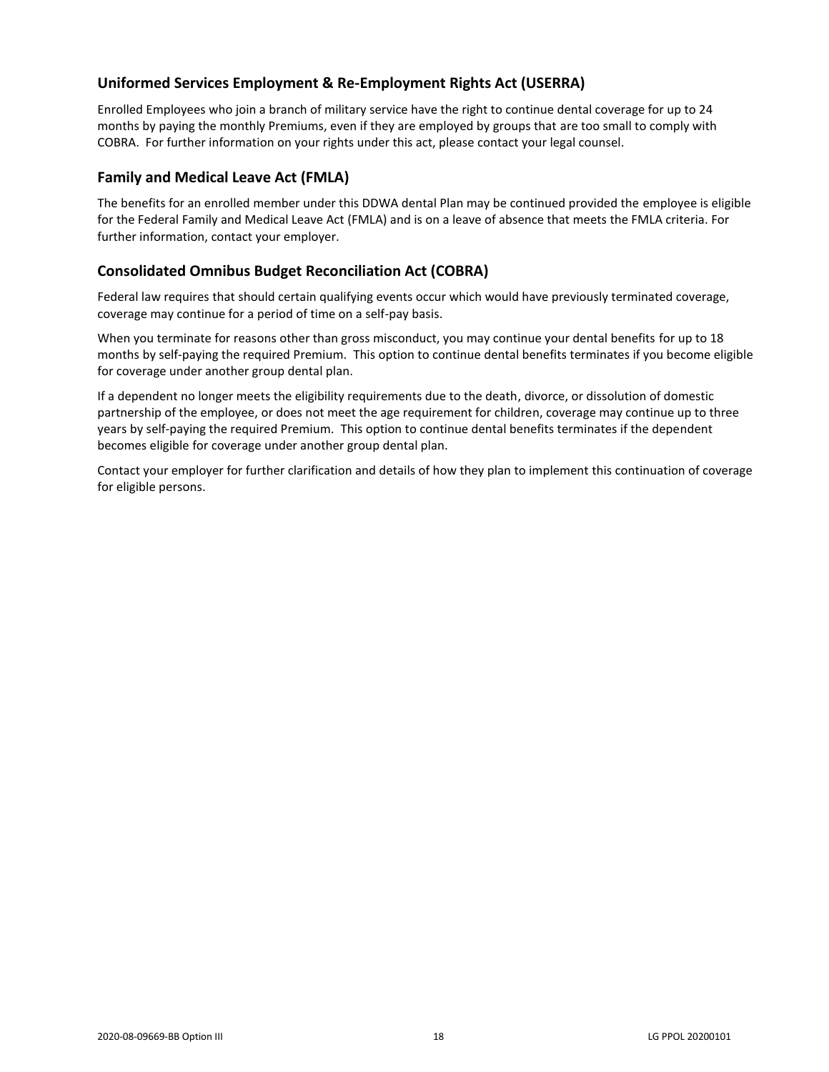## Uniformed Services Employment & Re-Employment Rights Act (USERRA)

Enrolled Employees who join a branch of military service have the right to continue dental coverage for up to 24 months by paying the monthly Premiums, even if they are employed by groups that are too small to comply with COBRA. For further information on your rights under this act, please contact your legal counsel.

## Family and Medical Leave Act (FMLA)

The benefits for an enrolled member under this DDWA dental Plan may be continued provided the employee is eligible for the Federal Family and Medical Leave Act (FMLA) and is on a leave of absence that meets the FMLA criteria. For further information, contact your employer.

## Consolidated Omnibus Budget Reconciliation Act (COBRA)

Federal law requires that should certain qualifying events occur which would have previously terminated coverage, coverage may continue for a period of time on a self-pay basis.

When you terminate for reasons other than gross misconduct, you may continue your dental benefits for up to 18 months by self-paying the required Premium. This option to continue dental benefits terminates if you become eligible for coverage under another group dental plan.

If a dependent no longer meets the eligibility requirements due to the death, divorce, or dissolution of domestic partnership of the employee, or does not meet the age requirement for children, coverage may continue up to three years by self-paying the required Premium. This option to continue dental benefits terminates if the dependent becomes eligible for coverage under another group dental plan.

Contact your employer for further clarification and details of how they plan to implement this continuation of coverage for eligible persons.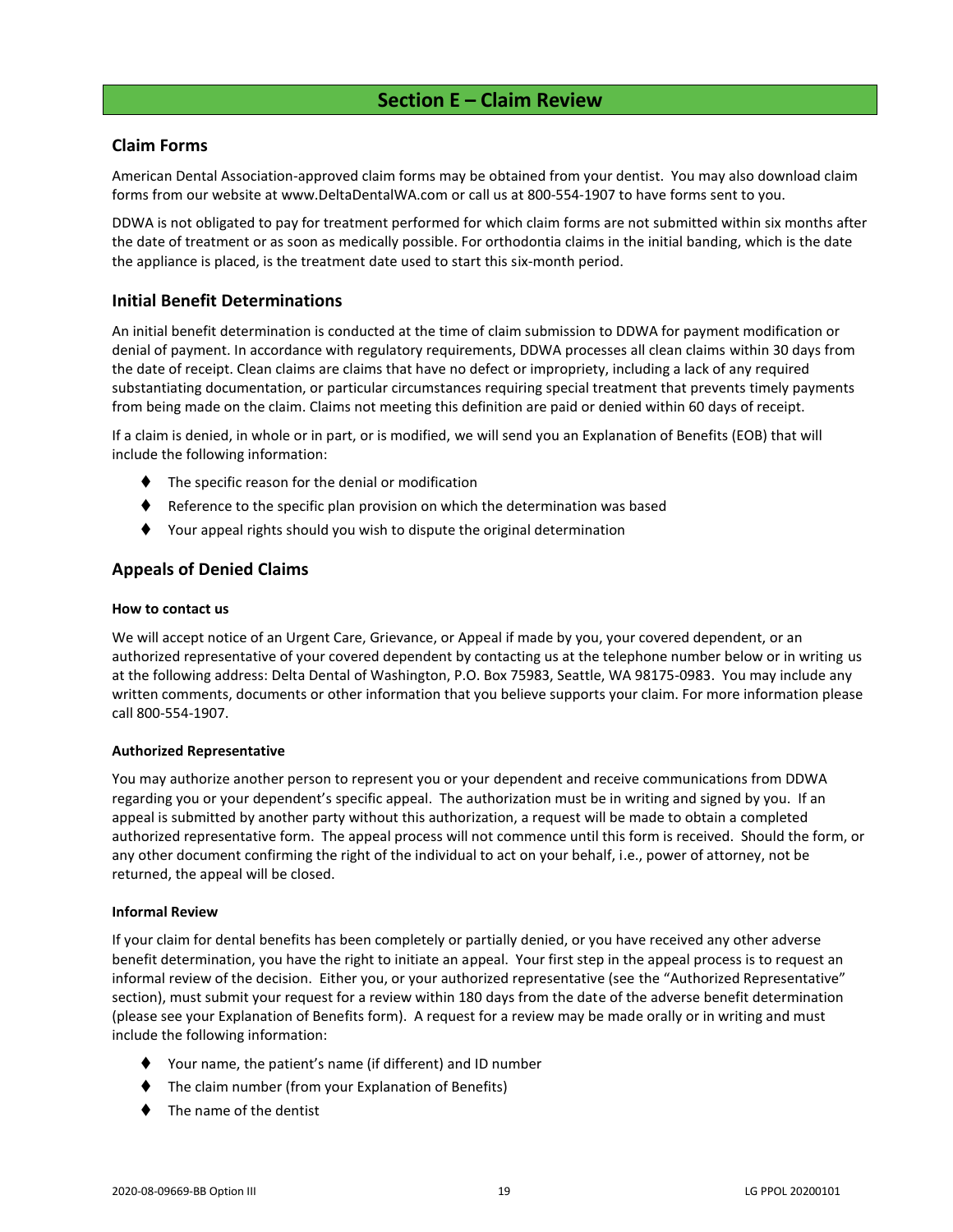## Section E – Claim Review

### Claim Forms

American Dental Association-approved claim forms may be obtained from your dentist. You may also download claim forms from our website at www.DeltaDentalWA.com or call us at 800-554-1907 to have forms sent to you.

DDWA is not obligated to pay for treatment performed for which claim forms are not submitted within six months after the date of treatment or as soon as medically possible. For orthodontia claims in the initial banding, which is the date the appliance is placed, is the treatment date used to start this six-month period.

### Initial Benefit Determinations

An initial benefit determination is conducted at the time of claim submission to DDWA for payment modification or denial of payment. In accordance with regulatory requirements, DDWA processes all clean claims within 30 days from the date of receipt. Clean claims are claims that have no defect or impropriety, including a lack of any required substantiating documentation, or particular circumstances requiring special treatment that prevents timely payments from being made on the claim. Claims not meeting this definition are paid or denied within 60 days of receipt.

If a claim is denied, in whole or in part, or is modified, we will send you an Explanation of Benefits (EOB) that will include the following information:

- The specific reason for the denial or modification
- Reference to the specific plan provision on which the determination was based
- Your appeal rights should you wish to dispute the original determination

### Appeals of Denied Claims

#### How to contact us

We will accept notice of an Urgent Care, Grievance, or Appeal if made by you, your covered dependent, or an authorized representative of your covered dependent by contacting us at the telephone number below or in writing us at the following address: Delta Dental of Washington, P.O. Box 75983, Seattle, WA 98175-0983. You may include any written comments, documents or other information that you believe supports your claim. For more information please call 800-554-1907.

#### Authorized Representative

You may authorize another person to represent you or your dependent and receive communications from DDWA regarding you or your dependent's specific appeal. The authorization must be in writing and signed by you. If an appeal is submitted by another party without this authorization, a request will be made to obtain a completed authorized representative form. The appeal process will not commence until this form is received. Should the form, or any other document confirming the right of the individual to act on your behalf, i.e., power of attorney, not be returned, the appeal will be closed.

#### Informal Review

If your claim for dental benefits has been completely or partially denied, or you have received any other adverse benefit determination, you have the right to initiate an appeal. Your first step in the appeal process is to request an informal review of the decision. Either you, or your authorized representative (see the "Authorized Representative" section), must submit your request for a review within 180 days from the date of the adverse benefit determination (please see your Explanation of Benefits form). A request for a review may be made orally or in writing and must include the following information:

- Your name, the patient's name (if different) and ID number
- The claim number (from your Explanation of Benefits)
- The name of the dentist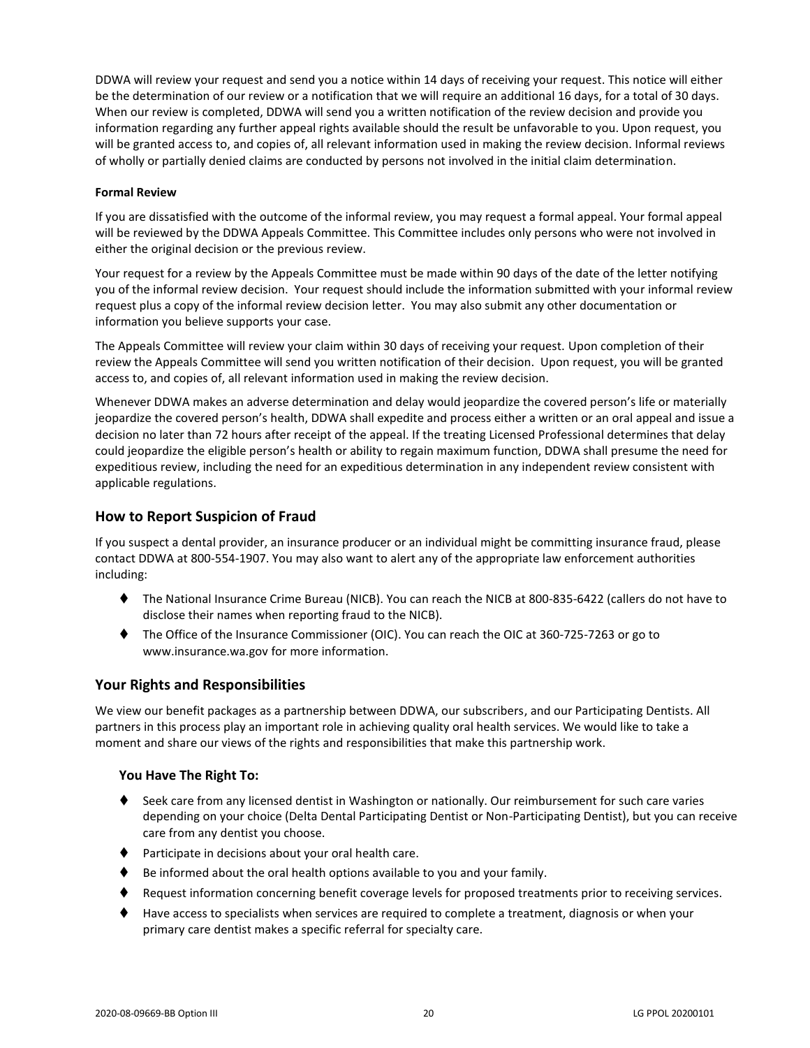DDWA will review your request and send you a notice within 14 days of receiving your request. This notice will either be the determination of our review or a notification that we will require an additional 16 days, for a total of 30 days. When our review is completed, DDWA will send you a written notification of the review decision and provide you information regarding any further appeal rights available should the result be unfavorable to you. Upon request, you will be granted access to, and copies of, all relevant information used in making the review decision. Informal reviews of wholly or partially denied claims are conducted by persons not involved in the initial claim determination.

**Formal Review**

If you are dissatisfied with the outcome of the informal review, you may request a formal appeal. Your formal appeal will be reviewed by the DDWA Appeals Committee. This Committee includes only persons who were not involved in either the original decision or the previous review.

Your request for a review by the Appeals Committee must be made within 90 days of the date of the letter notifying you of the informal review decision. Your request should include the information submitted with your informal review request plus a copy of the informal review decision letter. You may also submit any other documentation or information you believe supports your case.

The Appeals Committee will review your claim within 30 days of receiving your request. Upon completion of their review the Appeals Committee will send you written notification of their decision. Upon request, you will be granted access to, and copies of, all relevant information used in making the review decision.

Whenever DDWA makes an adverse determination and delay would jeopardize the covered person's life or materially jeopardize the covered person's health, DDWA shall expedite and process either a written or an oral appeal and issue a decision no later than 72 hours after receipt of the appeal. If the treating Licensed Professional determines that delay could jeopardize the eligible person's health or ability to regain maximum function, DDWA shall presume the need for expeditious review, including the need for an expeditious determination in any independent review consistent with applicable regulations.

## How to Report Suspicion of Fraud

If you suspect a dental provider, an insurance producer or an individual might be committing insurance fraud, please contact DDWA at 800-554-1907. You may also want to alert any of the appropriate law enforcement authorities including:

- The National Insurance Crime Bureau (NICB). You can reach the NICB at 800-835-6422 (callers do not have to disclose their names when reporting fraud to the NICB).
- The Office of the Insurance Commissioner (OIC). You can reach the OIC at 360-725-7263 or go to www.insurance.wa.gov for more information.

## Your Rights and Responsibilities

We view our benefit packages as a partnership between DDWA, our subscribers, and our Participating Dentists. All partners in this process play an important role in achieving quality oral health services. We would like to take a moment and share our views of the rights and responsibilities that make this partnership work.

### You Have The Right To:

- Seek care from any licensed dentist in Washington or nationally. Our reimbursement for such care varies depending on your choice (Delta Dental Participating Dentist or Non-Participating Dentist), but you can receive care from any dentist you choose.
- Participate in decisions about your oral health care.
- Be informed about the oral health options available to you and your family.
- Request information concerning benefit coverage levels for proposed treatments prior to receiving services.
- Have access to specialists when services are required to complete a treatment, diagnosis or when your primary care dentist makes a specific referral for specialty care.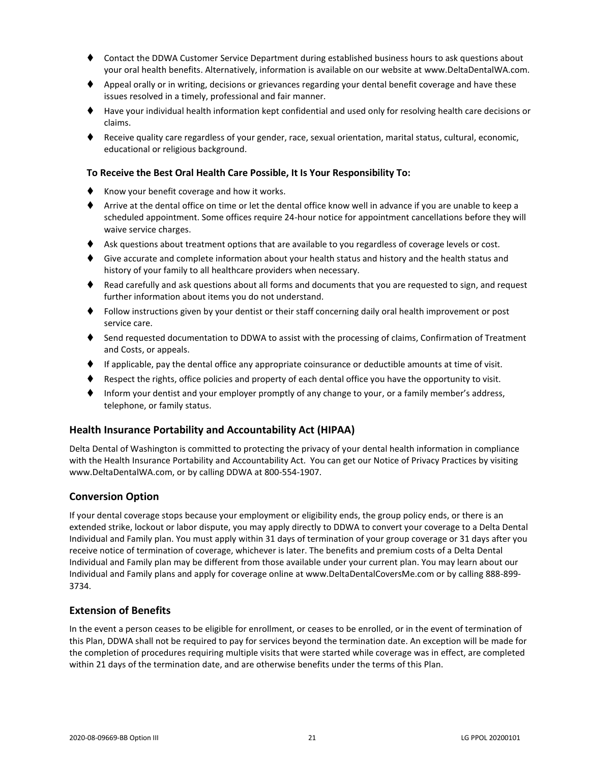- Contact the DDWA Customer Service Department during established business hours to ask questions about your oral health benefits. Alternatively, information is available on our website at www.DeltaDentalWA.com.
- Appeal orally or in writing, decisions or grievances regarding your dental benefit coverage and have these issues resolved in a timely, professional and fair manner.
- Have your individual health information kept confidential and used only for resolving health care decisions or claims.
- Receive quality care regardless of your gender, race, sexual orientation, marital status, cultural, economic, educational or religious background.

**To Receive the Best Oral Health Care Possible, It Is Your Responsibility To:**

- Know your benefit coverage and how it works.
- Arrive at the dental office on time or let the dental office know well in advance if you are unable to keep a scheduled appointment. Some offices require 24-hour notice for appointment cancellations before they will waive service charges.
- Ask questions about treatment options that are available to you regardless of coverage levels or cost.
- Give accurate and complete information about your health status and history and the health status and history of your family to all healthcare providers when necessary.
- Read carefully and ask questions about all forms and documents that you are requested to sign, and request further information about items you do not understand.
- Follow instructions given by your dentist or their staff concerning daily oral health improvement or post service care.
- Send requested documentation to DDWA to assist with the processing of claims, Confirmation of Treatment and Costs, or appeals.
- If applicable, pay the dental office any appropriate coinsurance or deductible amounts at time of visit.
- Respect the rights, office policies and property of each dental office you have the opportunity to visit.
- Inform your dentist and your employer promptly of any change to your, or a family member's address, telephone, or family status.

## Health Insurance Portability and Accountability Act (HIPAA)

Delta Dental of Washington is committed to protecting the privacy of your dental health information in compliance with the Health Insurance Portability and Accountability Act. You can get our Notice of Privacy Practices by visiting www.DeltaDentalWA.com, or by calling DDWA at 800-554-1907.

## Conversion Option

If your dental coverage stops because your employment or eligibility ends, the group policy ends, or there is an extended strike, lockout or labor dispute, you may apply directly to DDWA to convert your coverage to a Delta Dental Individual and Family plan. You must apply within 31 days of termination of your group coverage or 31 days after you receive notice of termination of coverage, whichever is later. The benefits and premium costs of a Delta Dental Individual and Family plan may be different from those available under your current plan. You may learn about our Individual and Family plans and apply for coverage online at www.DeltaDentalCoversMe.com or by calling 888-899-3734.

## Extension of Benefits

In the event a person ceases to be eligible for enrollment, or ceases to be enrolled, or in the event of termination of this Plan, DDWA shall not be required to pay for services beyond the termination date. An exception will be made for the completion of procedures requiring multiple visits that were started while coverage was in effect, are completed within 21 days of the termination date, and are otherwise benefits under the terms of this Plan.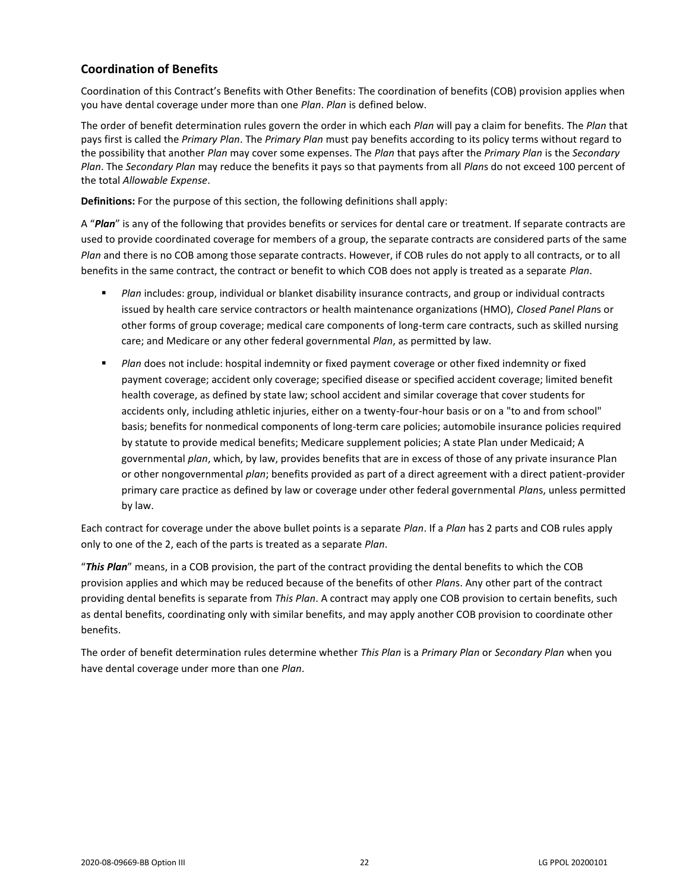## Coordination of Benefits

Coordination of this Contract's Benefits with Other Benefits: The coordination of benefits (COB) provision applies when you have dental coverage under more than one *Plan*. *Plan* is defined below.

The order of benefit determination rules govern the order in which each *Plan* will pay a claim for benefits. The *Plan* that pays first is called the *Primary Plan*. The *Primary Plan* must pay benefits according to its policy terms without regard to the possibility that another *Plan* may cover some expenses. The *Plan* that pays after the *Primary Plan* is the *Secondary Plan*. The *Secondary Plan* may reduce the benefits it pays so that payments from all *Plan*s do not exceed 100 percent of the total *Allowable Expense*.

**Definitions:** For the purpose of this section, the following definitions shall apply:

A "***Plan***" is any of the following that provides benefits or services for dental care or treatment. If separate contracts are used to provide coordinated coverage for members of a group, the separate contracts are considered parts of the same *Plan* and there is no COB among those separate contracts. However, if COB rules do not apply to all contracts, or to all benefits in the same contract, the contract or benefit to which COB does not apply is treated as a separate *Plan*.

- *Plan* includes: group, individual or blanket disability insurance contracts, and group or individual contracts issued by health care service contractors or health maintenance organizations (HMO), *Closed Panel Plan*s or other forms of group coverage; medical care components of long-term care contracts, such as skilled nursing care; and Medicare or any other federal governmental *Plan*, as permitted by law.
- *Plan* does not include: hospital indemnity or fixed payment coverage or other fixed indemnity or fixed payment coverage; accident only coverage; specified disease or specified accident coverage; limited benefit health coverage, as defined by state law; school accident and similar coverage that cover students for accidents only, including athletic injuries, either on a twenty-four-hour basis or on a "to and from school" basis; benefits for nonmedical components of long-term care policies; automobile insurance policies required by statute to provide medical benefits; Medicare supplement policies; A state Plan under Medicaid; A governmental *plan*, which, by law, provides benefits that are in excess of those of any private insurance Plan or other nongovernmental *plan*; benefits provided as part of a direct agreement with a direct patient-provider primary care practice as defined by law or coverage under other federal governmental *Plan*s, unless permitted by law.

Each contract for coverage under the above bullet points is a separate *Plan*. If a *Plan* has 2 parts and COB rules apply only to one of the 2, each of the parts is treated as a separate *Plan*.

"***This Plan***" means, in a COB provision, the part of the contract providing the dental benefits to which the COB provision applies and which may be reduced because of the benefits of other *Plan*s. Any other part of the contract providing dental benefits is separate from *This Plan*. A contract may apply one COB provision to certain benefits, such as dental benefits, coordinating only with similar benefits, and may apply another COB provision to coordinate other benefits.

The order of benefit determination rules determine whether *This Plan* is a *Primary Plan* or *Secondary Plan* when you have dental coverage under more than one *Plan*.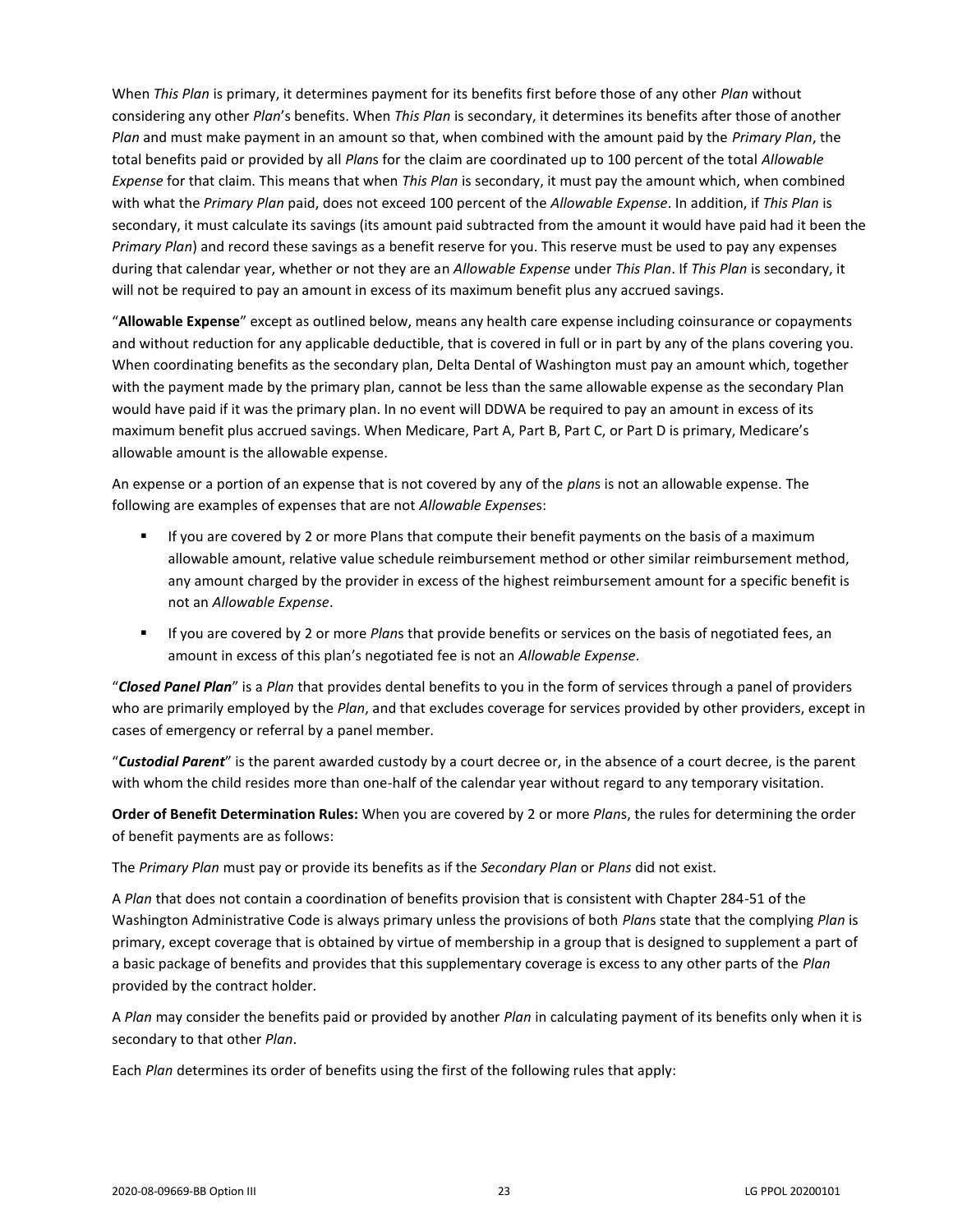When *This Plan* is primary, it determines payment for its benefits first before those of any other *Plan* without considering any other *Plan*'s benefits. When *This Plan* is secondary, it determines its benefits after those of another *Plan* and must make payment in an amount so that, when combined with the amount paid by the *Primary Plan*, the total benefits paid or provided by all *Plan*s for the claim are coordinated up to 100 percent of the total *Allowable Expense* for that claim. This means that when *This Plan* is secondary, it must pay the amount which, when combined with what the *Primary Plan* paid, does not exceed 100 percent of the *Allowable Expense*. In addition, if *This Plan* is secondary, it must calculate its savings (its amount paid subtracted from the amount it would have paid had it been the *Primary Plan*) and record these savings as a benefit reserve for you. This reserve must be used to pay any expenses during that calendar year, whether or not they are an *Allowable Expense* under *This Plan*. If *This Plan* is secondary, it will not be required to pay an amount in excess of its maximum benefit plus any accrued savings.

"**Allowable Expense**" except as outlined below, means any health care expense including coinsurance or copayments and without reduction for any applicable deductible, that is covered in full or in part by any of the plans covering you. When coordinating benefits as the secondary plan, Delta Dental of Washington must pay an amount which, together with the payment made by the primary plan, cannot be less than the same allowable expense as the secondary Plan would have paid if it was the primary plan. In no event will DDWA be required to pay an amount in excess of its maximum benefit plus accrued savings. When Medicare, Part A, Part B, Part C, or Part D is primary, Medicare's allowable amount is the allowable expense.

An expense or a portion of an expense that is not covered by any of the *plan*s is not an allowable expense. The following are examples of expenses that are not *Allowable Expense*s:

- If you are covered by 2 or more Plans that compute their benefit payments on the basis of a maximum allowable amount, relative value schedule reimbursement method or other similar reimbursement method, any amount charged by the provider in excess of the highest reimbursement amount for a specific benefit is not an *Allowable Expense*.
- If you are covered by 2 or more *Plan*s that provide benefits or services on the basis of negotiated fees, an amount in excess of this plan's negotiated fee is not an *Allowable Expense*.

"***Closed Panel Plan***" is a *Plan* that provides dental benefits to you in the form of services through a panel of providers who are primarily employed by the *Plan*, and that excludes coverage for services provided by other providers, except in cases of emergency or referral by a panel member.

"***Custodial Parent***" is the parent awarded custody by a court decree or, in the absence of a court decree, is the parent with whom the child resides more than one-half of the calendar year without regard to any temporary visitation.

**Order of Benefit Determination Rules:** When you are covered by 2 or more *Plan*s, the rules for determining the order of benefit payments are as follows:

The *Primary Plan* must pay or provide its benefits as if the *Secondary Plan* or *Plans* did not exist.

A *Plan* that does not contain a coordination of benefits provision that is consistent with Chapter 284-51 of the Washington Administrative Code is always primary unless the provisions of both *Plan*s state that the complying *Plan* is primary, except coverage that is obtained by virtue of membership in a group that is designed to supplement a part of a basic package of benefits and provides that this supplementary coverage is excess to any other parts of the *Plan* provided by the contract holder.

A *Plan* may consider the benefits paid or provided by another *Plan* in calculating payment of its benefits only when it is secondary to that other *Plan*.

Each *Plan* determines its order of benefits using the first of the following rules that apply: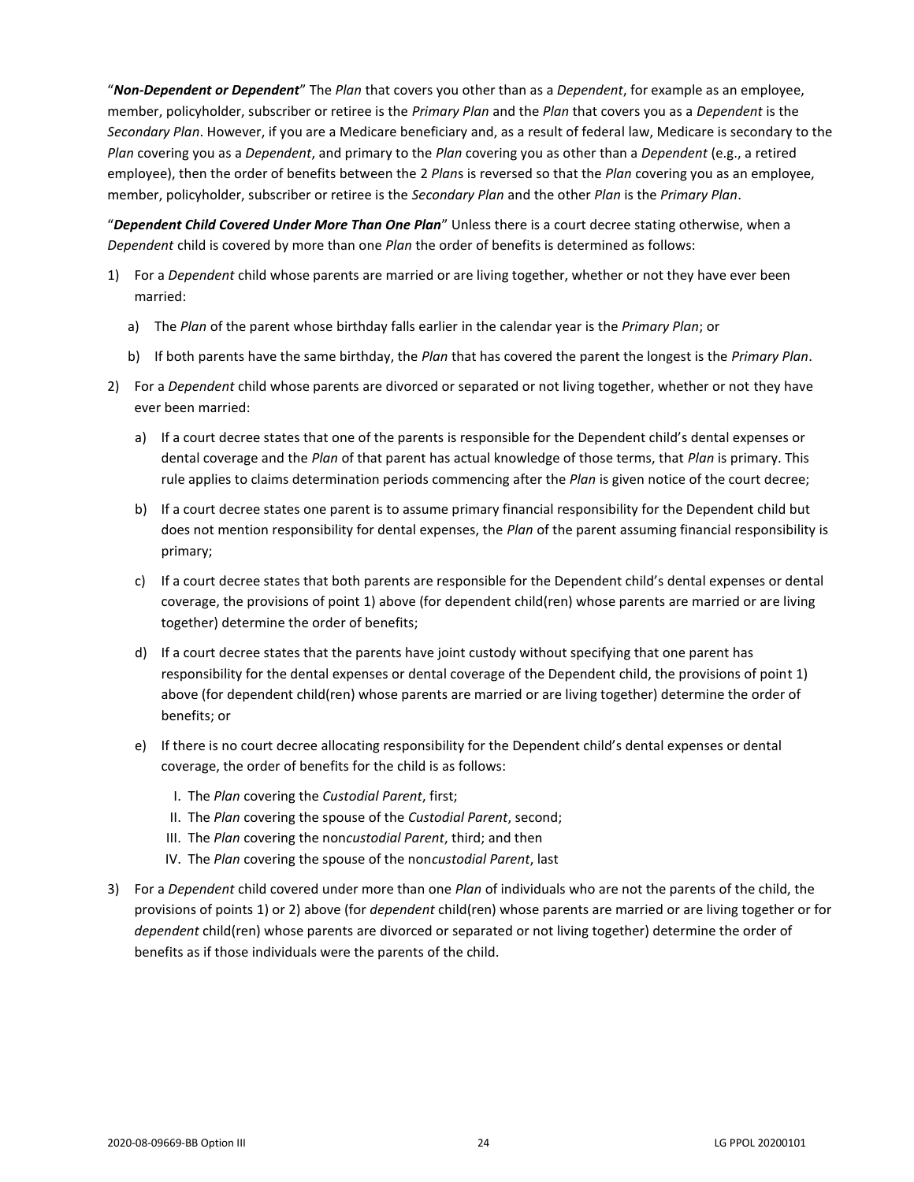"***Non-Dependent or Dependent***" The *Plan* that covers you other than as a *Dependent*, for example as an employee, member, policyholder, subscriber or retiree is the *Primary Plan* and the *Plan* that covers you as a *Dependent* is the *Secondary Plan*. However, if you are a Medicare beneficiary and, as a result of federal law, Medicare is secondary to the *Plan* covering you as a *Dependent*, and primary to the *Plan* covering you as other than a *Dependent* (e.g., a retired employee), then the order of benefits between the 2 *Plan*s is reversed so that the *Plan* covering you as an employee, member, policyholder, subscriber or retiree is the *Secondary Plan* and the other *Plan* is the *Primary Plan*.

"***Dependent Child Covered Under More Than One Plan***" Unless there is a court decree stating otherwise, when a *Dependent* child is covered by more than one *Plan* the order of benefits is determined as follows:

1) For a *Dependent* child whose parents are married or are living together, whether or not they have ever been married:
   a) The *Plan* of the parent whose birthday falls earlier in the calendar year is the *Primary Plan*; or
   b) If both parents have the same birthday, the *Plan* that has covered the parent the longest is the *Primary Plan*.
2) For a *Dependent* child whose parents are divorced or separated or not living together, whether or not they have ever been married:
   a) If a court decree states that one of the parents is responsible for the Dependent child's dental expenses or dental coverage and the *Plan* of that parent has actual knowledge of those terms, that *Plan* is primary. This rule applies to claims determination periods commencing after the *Plan* is given notice of the court decree;
   b) If a court decree states one parent is to assume primary financial responsibility for the Dependent child but does not mention responsibility for dental expenses, the *Plan* of the parent assuming financial responsibility is primary;
   c) If a court decree states that both parents are responsible for the Dependent child's dental expenses or dental coverage, the provisions of point 1) above (for dependent child(ren) whose parents are married or are living together) determine the order of benefits;
   d) If a court decree states that the parents have joint custody without specifying that one parent has responsibility for the dental expenses or dental coverage of the Dependent child, the provisions of point 1) above (for dependent child(ren) whose parents are married or are living together) determine the order of benefits; or
   e) If there is no court decree allocating responsibility for the Dependent child's dental expenses or dental coverage, the order of benefits for the child is as follows:
      I. The *Plan* covering the *Custodial Parent*, first;
      II. The *Plan* covering the spouse of the *Custodial Parent*, second;
      III. The *Plan* covering the non*custodial Parent*, third; and then
      IV. The *Plan* covering the spouse of the non*custodial Parent*, last
3) For a *Dependent* child covered under more than one *Plan* of individuals who are not the parents of the child, the provisions of points 1) or 2) above (for *dependent* child(ren) whose parents are married or are living together or for *dependent* child(ren) whose parents are divorced or separated or not living together) determine the order of benefits as if those individuals were the parents of the child.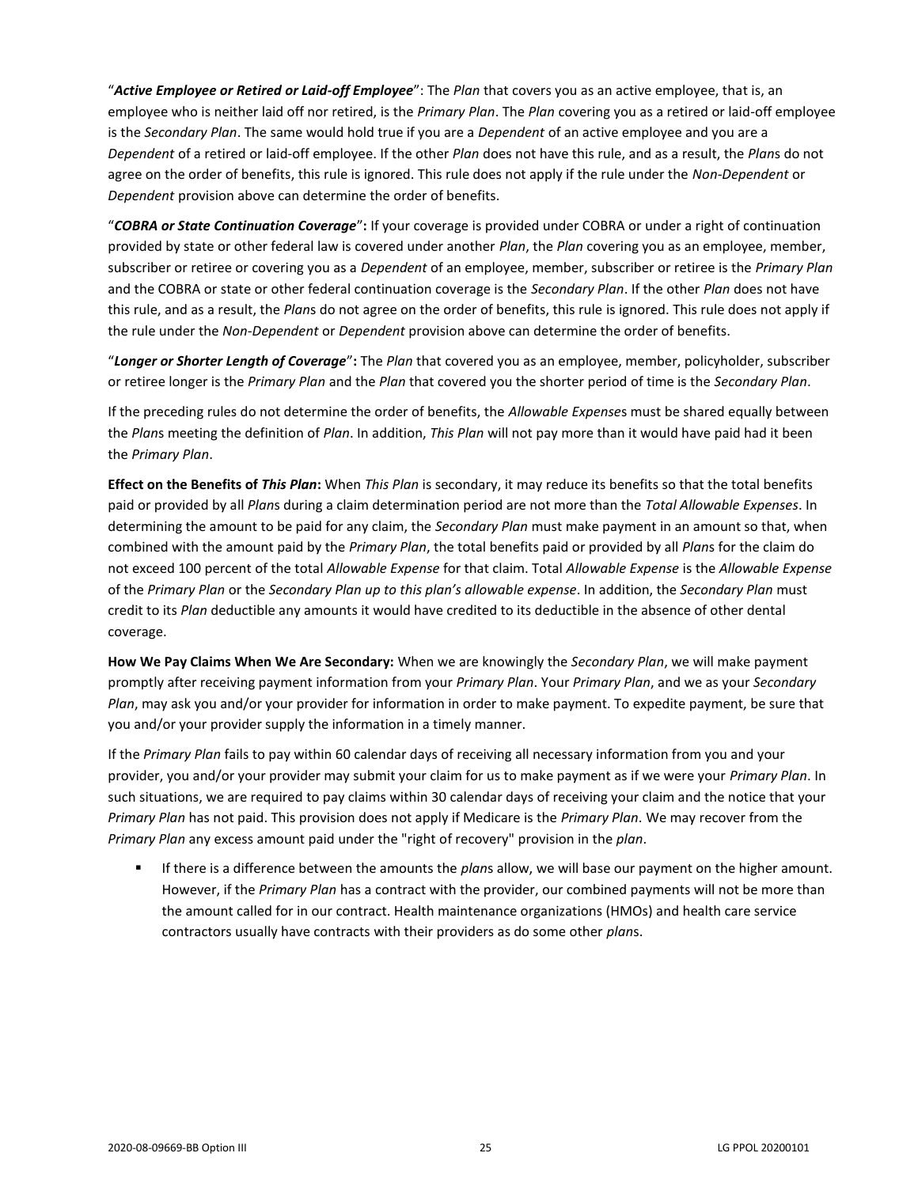"***Active Employee or Retired or Laid-off Employee***": The *Plan* that covers you as an active employee, that is, an employee who is neither laid off nor retired, is the *Primary Plan*. The *Plan* covering you as a retired or laid-off employee is the *Secondary Plan*. The same would hold true if you are a *Dependent* of an active employee and you are a *Dependent* of a retired or laid-off employee. If the other *Plan* does not have this rule, and as a result, the *Plan*s do not agree on the order of benefits, this rule is ignored. This rule does not apply if the rule under the *Non-Dependent* or *Dependent* provision above can determine the order of benefits.

"***COBRA or State Continuation Coverage***"**:** If your coverage is provided under COBRA or under a right of continuation provided by state or other federal law is covered under another *Plan*, the *Plan* covering you as an employee, member, subscriber or retiree or covering you as a *Dependent* of an employee, member, subscriber or retiree is the *Primary Plan* and the COBRA or state or other federal continuation coverage is the *Secondary Plan*. If the other *Plan* does not have this rule, and as a result, the *Plan*s do not agree on the order of benefits, this rule is ignored. This rule does not apply if the rule under the *Non-Dependent* or *Dependent* provision above can determine the order of benefits.

"***Longer or Shorter Length of Coverage***"**:** The *Plan* that covered you as an employee, member, policyholder, subscriber or retiree longer is the *Primary Plan* and the *Plan* that covered you the shorter period of time is the *Secondary Plan*.

If the preceding rules do not determine the order of benefits, the *Allowable Expense*s must be shared equally between the *Plan*s meeting the definition of *Plan*. In addition, *This Plan* will not pay more than it would have paid had it been the *Primary Plan*.

**Effect on the Benefits of *This Plan*:** When *This Plan* is secondary, it may reduce its benefits so that the total benefits paid or provided by all *Plan*s during a claim determination period are not more than the *Total Allowable Expenses*. In determining the amount to be paid for any claim, the *Secondary Plan* must make payment in an amount so that, when combined with the amount paid by the *Primary Plan*, the total benefits paid or provided by all *Plan*s for the claim do not exceed 100 percent of the total *Allowable Expense* for that claim. Total *Allowable Expense* is the *Allowable Expense* of the *Primary Plan* or the *Secondary Plan up to this plan's allowable expense*. In addition, the *Secondary Plan* must credit to its *Plan* deductible any amounts it would have credited to its deductible in the absence of other dental coverage.

**How We Pay Claims When We Are Secondary:** When we are knowingly the *Secondary Plan*, we will make payment promptly after receiving payment information from your *Primary Plan*. Your *Primary Plan*, and we as your *Secondary Plan*, may ask you and/or your provider for information in order to make payment. To expedite payment, be sure that you and/or your provider supply the information in a timely manner.

If the *Primary Plan* fails to pay within 60 calendar days of receiving all necessary information from you and your provider, you and/or your provider may submit your claim for us to make payment as if we were your *Primary Plan*. In such situations, we are required to pay claims within 30 calendar days of receiving your claim and the notice that your *Primary Plan* has not paid. This provision does not apply if Medicare is the *Primary Plan*. We may recover from the *Primary Plan* any excess amount paid under the "right of recovery" provision in the *plan*.

- If there is a difference between the amounts the *plan*s allow, we will base our payment on the higher amount. However, if the *Primary Plan* has a contract with the provider, our combined payments will not be more than the amount called for in our contract. Health maintenance organizations (HMOs) and health care service contractors usually have contracts with their providers as do some other *plan*s.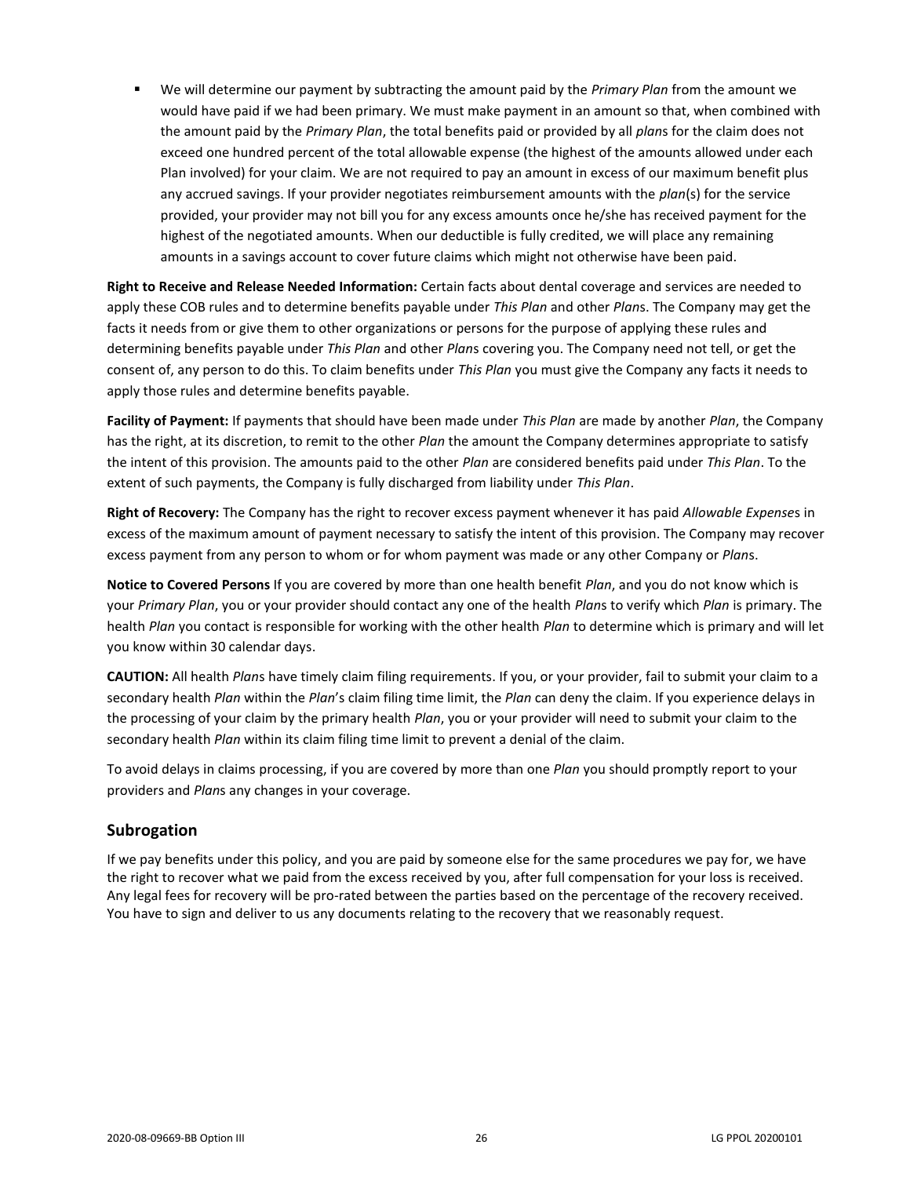- We will determine our payment by subtracting the amount paid by the *Primary Plan* from the amount we would have paid if we had been primary. We must make payment in an amount so that, when combined with the amount paid by the *Primary Plan*, the total benefits paid or provided by all *plan*s for the claim does not exceed one hundred percent of the total allowable expense (the highest of the amounts allowed under each Plan involved) for your claim. We are not required to pay an amount in excess of our maximum benefit plus any accrued savings. If your provider negotiates reimbursement amounts with the *plan*(s) for the service provided, your provider may not bill you for any excess amounts once he/she has received payment for the highest of the negotiated amounts. When our deductible is fully credited, we will place any remaining amounts in a savings account to cover future claims which might not otherwise have been paid.

**Right to Receive and Release Needed Information:** Certain facts about dental coverage and services are needed to apply these COB rules and to determine benefits payable under *This Plan* and other *Plan*s. The Company may get the facts it needs from or give them to other organizations or persons for the purpose of applying these rules and determining benefits payable under *This Plan* and other *Plan*s covering you. The Company need not tell, or get the consent of, any person to do this. To claim benefits under *This Plan* you must give the Company any facts it needs to apply those rules and determine benefits payable.

**Facility of Payment:** If payments that should have been made under *This Plan* are made by another *Plan*, the Company has the right, at its discretion, to remit to the other *Plan* the amount the Company determines appropriate to satisfy the intent of this provision. The amounts paid to the other *Plan* are considered benefits paid under *This Plan*. To the extent of such payments, the Company is fully discharged from liability under *This Plan*.

**Right of Recovery:** The Company has the right to recover excess payment whenever it has paid *Allowable Expense*s in excess of the maximum amount of payment necessary to satisfy the intent of this provision. The Company may recover excess payment from any person to whom or for whom payment was made or any other Company or *Plan*s.

**Notice to Covered Persons** If you are covered by more than one health benefit *Plan*, and you do not know which is your *Primary Plan*, you or your provider should contact any one of the health *Plan*s to verify which *Plan* is primary. The health *Plan* you contact is responsible for working with the other health *Plan* to determine which is primary and will let you know within 30 calendar days.

**CAUTION:** All health *Plan*s have timely claim filing requirements. If you, or your provider, fail to submit your claim to a secondary health *Plan* within the *Plan*'s claim filing time limit, the *Plan* can deny the claim. If you experience delays in the processing of your claim by the primary health *Plan*, you or your provider will need to submit your claim to the secondary health *Plan* within its claim filing time limit to prevent a denial of the claim.

To avoid delays in claims processing, if you are covered by more than one *Plan* you should promptly report to your providers and *Plan*s any changes in your coverage.

## Subrogation

If we pay benefits under this policy, and you are paid by someone else for the same procedures we pay for, we have the right to recover what we paid from the excess received by you, after full compensation for your loss is received. Any legal fees for recovery will be pro-rated between the parties based on the percentage of the recovery received. You have to sign and deliver to us any documents relating to the recovery that we reasonably request.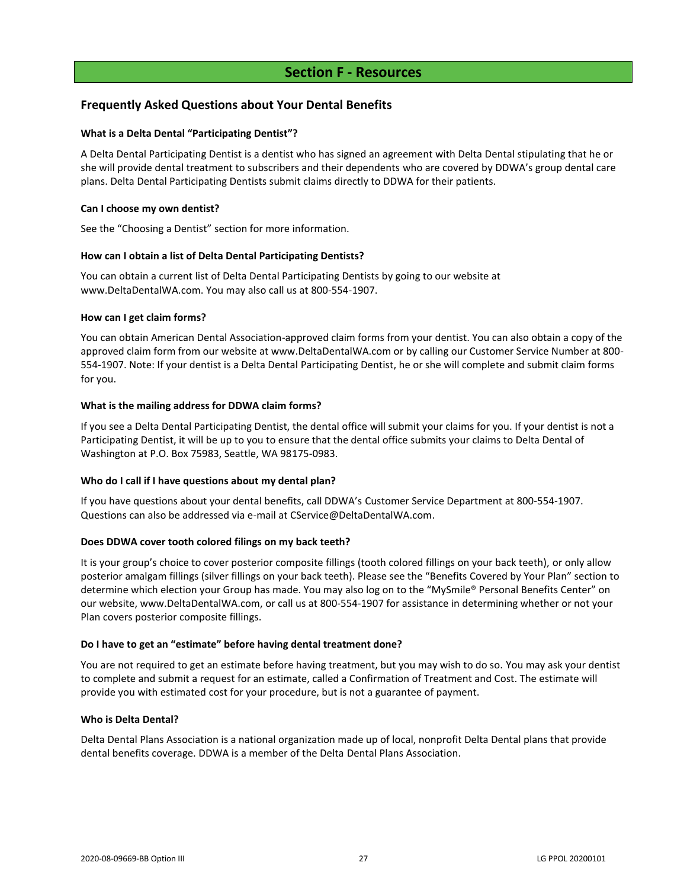# Section F - Resources

## Frequently Asked Questions about Your Dental Benefits

**What is a Delta Dental "Participating Dentist"?**

A Delta Dental Participating Dentist is a dentist who has signed an agreement with Delta Dental stipulating that he or she will provide dental treatment to subscribers and their dependents who are covered by DDWA's group dental care plans. Delta Dental Participating Dentists submit claims directly to DDWA for their patients.

**Can I choose my own dentist?**

See the "Choosing a Dentist" section for more information.

**How can I obtain a list of Delta Dental Participating Dentists?**

You can obtain a current list of Delta Dental Participating Dentists by going to our website at www.DeltaDentalWA.com. You may also call us at 800-554-1907.

**How can I get claim forms?**

You can obtain American Dental Association-approved claim forms from your dentist. You can also obtain a copy of the approved claim form from our website at www.DeltaDentalWA.com or by calling our Customer Service Number at 800-554-1907. Note: If your dentist is a Delta Dental Participating Dentist, he or she will complete and submit claim forms for you.

**What is the mailing address for DDWA claim forms?**

If you see a Delta Dental Participating Dentist, the dental office will submit your claims for you. If your dentist is not a Participating Dentist, it will be up to you to ensure that the dental office submits your claims to Delta Dental of Washington at P.O. Box 75983, Seattle, WA 98175-0983.

**Who do I call if I have questions about my dental plan?**

If you have questions about your dental benefits, call DDWA's Customer Service Department at 800-554-1907. Questions can also be addressed via e-mail at CService@DeltaDentalWA.com.

**Does DDWA cover tooth colored filings on my back teeth?**

It is your group's choice to cover posterior composite fillings (tooth colored fillings on your back teeth), or only allow posterior amalgam fillings (silver fillings on your back teeth). Please see the "Benefits Covered by Your Plan" section to determine which election your Group has made. You may also log on to the "MySmile® Personal Benefits Center" on our website, www.DeltaDentalWA.com, or call us at 800-554-1907 for assistance in determining whether or not your Plan covers posterior composite fillings.

**Do I have to get an "estimate" before having dental treatment done?**

You are not required to get an estimate before having treatment, but you may wish to do so. You may ask your dentist to complete and submit a request for an estimate, called a Confirmation of Treatment and Cost. The estimate will provide you with estimated cost for your procedure, but is not a guarantee of payment.

**Who is Delta Dental?**

Delta Dental Plans Association is a national organization made up of local, nonprofit Delta Dental plans that provide dental benefits coverage. DDWA is a member of the Delta Dental Plans Association.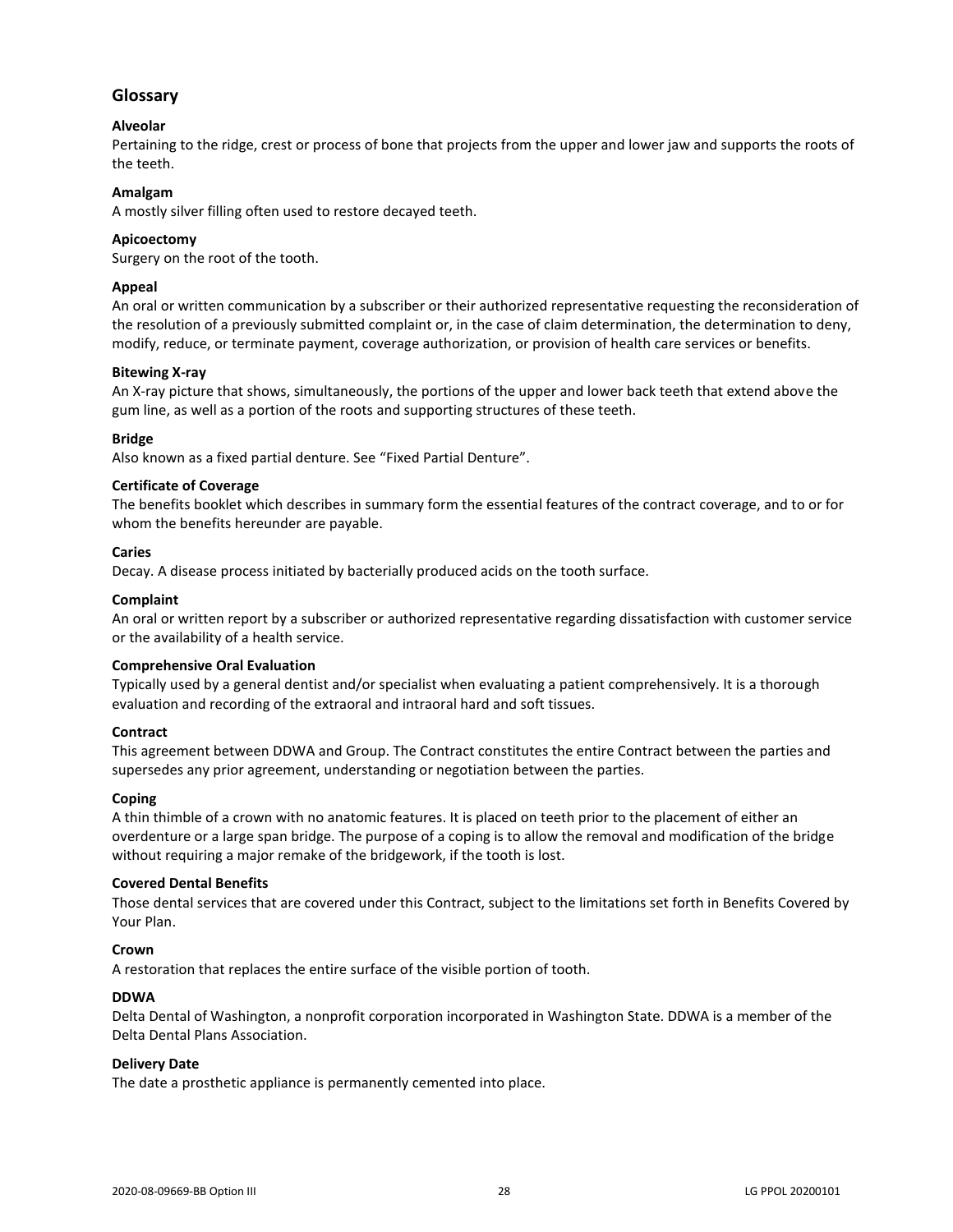## Glossary

**Alveolar**
Pertaining to the ridge, crest or process of bone that projects from the upper and lower jaw and supports the roots of the teeth.

**Amalgam**
A mostly silver filling often used to restore decayed teeth.

**Apicoectomy**
Surgery on the root of the tooth.

**Appeal**
An oral or written communication by a subscriber or their authorized representative requesting the reconsideration of the resolution of a previously submitted complaint or, in the case of claim determination, the determination to deny, modify, reduce, or terminate payment, coverage authorization, or provision of health care services or benefits.

**Bitewing X-ray**
An X-ray picture that shows, simultaneously, the portions of the upper and lower back teeth that extend above the gum line, as well as a portion of the roots and supporting structures of these teeth.

**Bridge**
Also known as a fixed partial denture. See "Fixed Partial Denture".

**Certificate of Coverage**
The benefits booklet which describes in summary form the essential features of the contract coverage, and to or for whom the benefits hereunder are payable.

**Caries**
Decay. A disease process initiated by bacterially produced acids on the tooth surface.

**Complaint**
An oral or written report by a subscriber or authorized representative regarding dissatisfaction with customer service or the availability of a health service.

**Comprehensive Oral Evaluation**
Typically used by a general dentist and/or specialist when evaluating a patient comprehensively. It is a thorough evaluation and recording of the extraoral and intraoral hard and soft tissues.

**Contract**
This agreement between DDWA and Group. The Contract constitutes the entire Contract between the parties and supersedes any prior agreement, understanding or negotiation between the parties.

**Coping**
A thin thimble of a crown with no anatomic features. It is placed on teeth prior to the placement of either an overdenture or a large span bridge. The purpose of a coping is to allow the removal and modification of the bridge without requiring a major remake of the bridgework, if the tooth is lost.

**Covered Dental Benefits**
Those dental services that are covered under this Contract, subject to the limitations set forth in Benefits Covered by Your Plan.

**Crown**
A restoration that replaces the entire surface of the visible portion of tooth.

**DDWA**
Delta Dental of Washington, a nonprofit corporation incorporated in Washington State. DDWA is a member of the Delta Dental Plans Association.

**Delivery Date**
The date a prosthetic appliance is permanently cemented into place.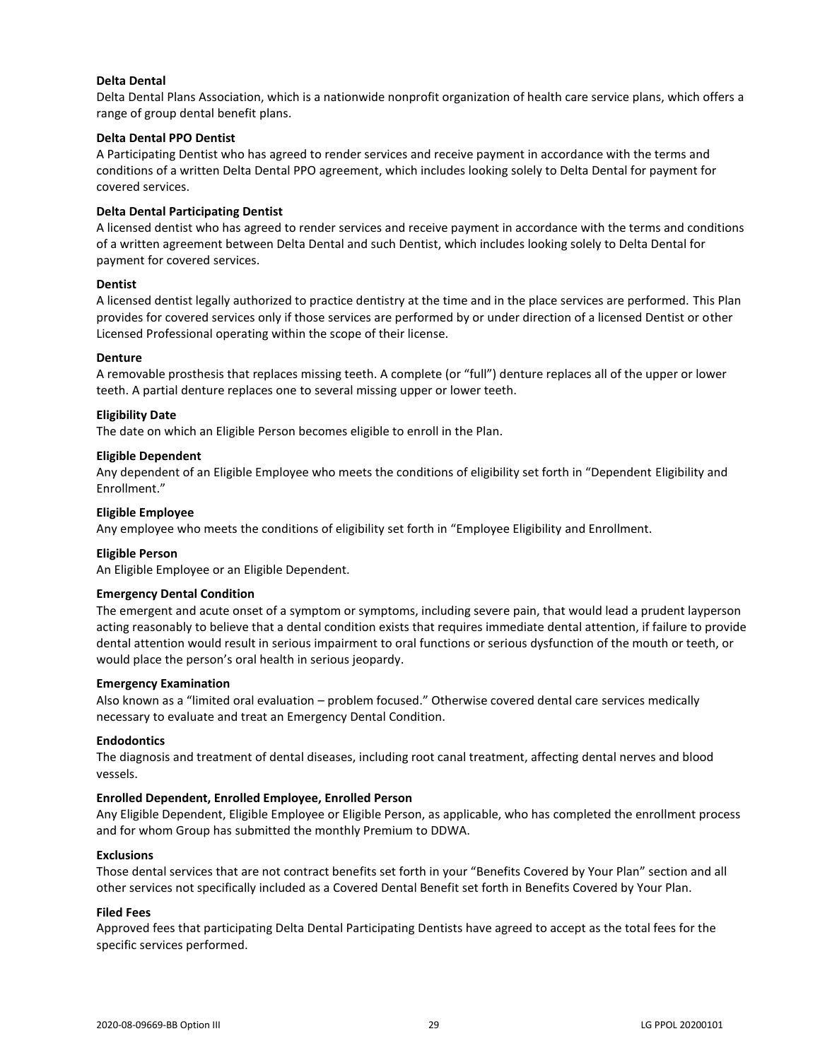**Delta Dental**

Delta Dental Plans Association, which is a nationwide nonprofit organization of health care service plans, which offers a range of group dental benefit plans.

**Delta Dental PPO Dentist**

A Participating Dentist who has agreed to render services and receive payment in accordance with the terms and conditions of a written Delta Dental PPO agreement, which includes looking solely to Delta Dental for payment for covered services.

**Delta Dental Participating Dentist**

A licensed dentist who has agreed to render services and receive payment in accordance with the terms and conditions of a written agreement between Delta Dental and such Dentist, which includes looking solely to Delta Dental for payment for covered services.

**Dentist**

A licensed dentist legally authorized to practice dentistry at the time and in the place services are performed. This Plan provides for covered services only if those services are performed by or under direction of a licensed Dentist or other Licensed Professional operating within the scope of their license.

**Denture**

A removable prosthesis that replaces missing teeth. A complete (or "full") denture replaces all of the upper or lower teeth. A partial denture replaces one to several missing upper or lower teeth.

**Eligibility Date**

The date on which an Eligible Person becomes eligible to enroll in the Plan.

**Eligible Dependent**

Any dependent of an Eligible Employee who meets the conditions of eligibility set forth in "Dependent Eligibility and Enrollment."

**Eligible Employee**

Any employee who meets the conditions of eligibility set forth in "Employee Eligibility and Enrollment.

**Eligible Person**

An Eligible Employee or an Eligible Dependent.

**Emergency Dental Condition**

The emergent and acute onset of a symptom or symptoms, including severe pain, that would lead a prudent layperson acting reasonably to believe that a dental condition exists that requires immediate dental attention, if failure to provide dental attention would result in serious impairment to oral functions or serious dysfunction of the mouth or teeth, or would place the person's oral health in serious jeopardy.

**Emergency Examination**

Also known as a "limited oral evaluation – problem focused." Otherwise covered dental care services medically necessary to evaluate and treat an Emergency Dental Condition.

**Endodontics**

The diagnosis and treatment of dental diseases, including root canal treatment, affecting dental nerves and blood vessels.

**Enrolled Dependent, Enrolled Employee, Enrolled Person**

Any Eligible Dependent, Eligible Employee or Eligible Person, as applicable, who has completed the enrollment process and for whom Group has submitted the monthly Premium to DDWA.

**Exclusions**

Those dental services that are not contract benefits set forth in your "Benefits Covered by Your Plan" section and all other services not specifically included as a Covered Dental Benefit set forth in Benefits Covered by Your Plan.

**Filed Fees**

Approved fees that participating Delta Dental Participating Dentists have agreed to accept as the total fees for the specific services performed.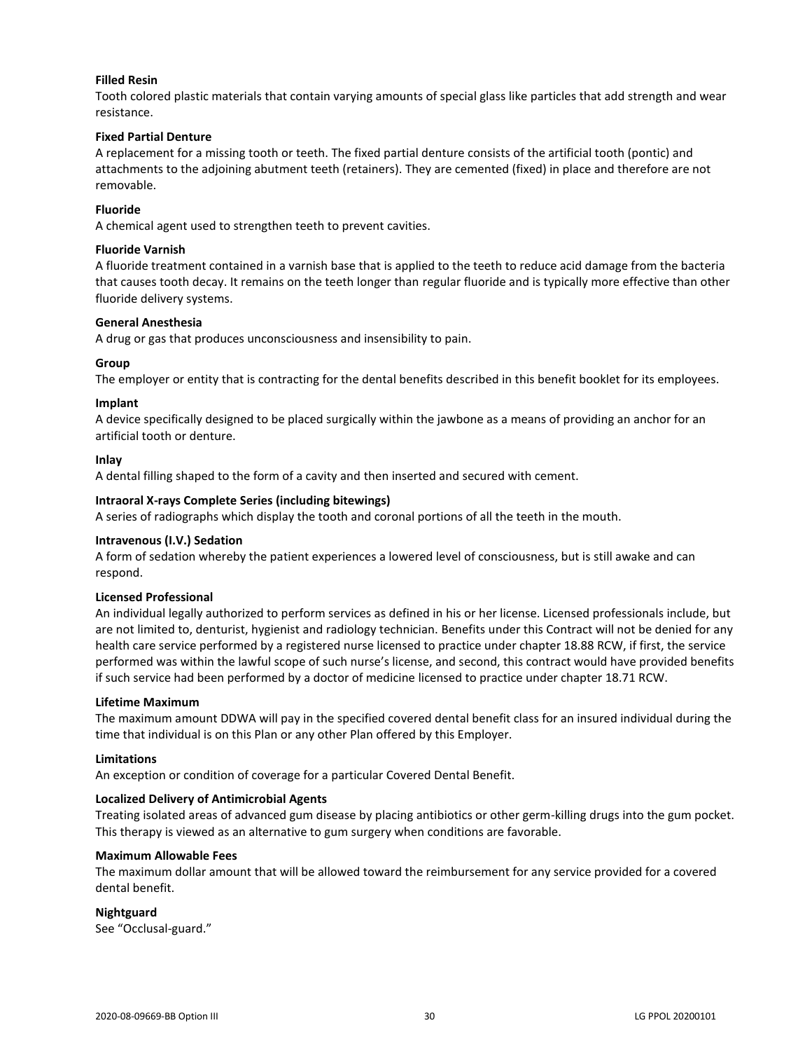**Filled Resin**
Tooth colored plastic materials that contain varying amounts of special glass like particles that add strength and wear resistance.

**Fixed Partial Denture**
A replacement for a missing tooth or teeth. The fixed partial denture consists of the artificial tooth (pontic) and attachments to the adjoining abutment teeth (retainers). They are cemented (fixed) in place and therefore are not removable.

**Fluoride**
A chemical agent used to strengthen teeth to prevent cavities.

**Fluoride Varnish**
A fluoride treatment contained in a varnish base that is applied to the teeth to reduce acid damage from the bacteria that causes tooth decay. It remains on the teeth longer than regular fluoride and is typically more effective than other fluoride delivery systems.

**General Anesthesia**
A drug or gas that produces unconsciousness and insensibility to pain.

**Group**
The employer or entity that is contracting for the dental benefits described in this benefit booklet for its employees.

**Implant**
A device specifically designed to be placed surgically within the jawbone as a means of providing an anchor for an artificial tooth or denture.

**Inlay**
A dental filling shaped to the form of a cavity and then inserted and secured with cement.

**Intraoral X-rays Complete Series (including bitewings)**
A series of radiographs which display the tooth and coronal portions of all the teeth in the mouth.

**Intravenous (I.V.) Sedation**
A form of sedation whereby the patient experiences a lowered level of consciousness, but is still awake and can respond.

**Licensed Professional**
An individual legally authorized to perform services as defined in his or her license. Licensed professionals include, but are not limited to, denturist, hygienist and radiology technician. Benefits under this Contract will not be denied for any health care service performed by a registered nurse licensed to practice under chapter 18.88 RCW, if first, the service performed was within the lawful scope of such nurse's license, and second, this contract would have provided benefits if such service had been performed by a doctor of medicine licensed to practice under chapter 18.71 RCW.

**Lifetime Maximum**
The maximum amount DDWA will pay in the specified covered dental benefit class for an insured individual during the time that individual is on this Plan or any other Plan offered by this Employer.

**Limitations**
An exception or condition of coverage for a particular Covered Dental Benefit.

**Localized Delivery of Antimicrobial Agents**
Treating isolated areas of advanced gum disease by placing antibiotics or other germ-killing drugs into the gum pocket. This therapy is viewed as an alternative to gum surgery when conditions are favorable.

**Maximum Allowable Fees**
The maximum dollar amount that will be allowed toward the reimbursement for any service provided for a covered dental benefit.

**Nightguard**
See "Occlusal-guard."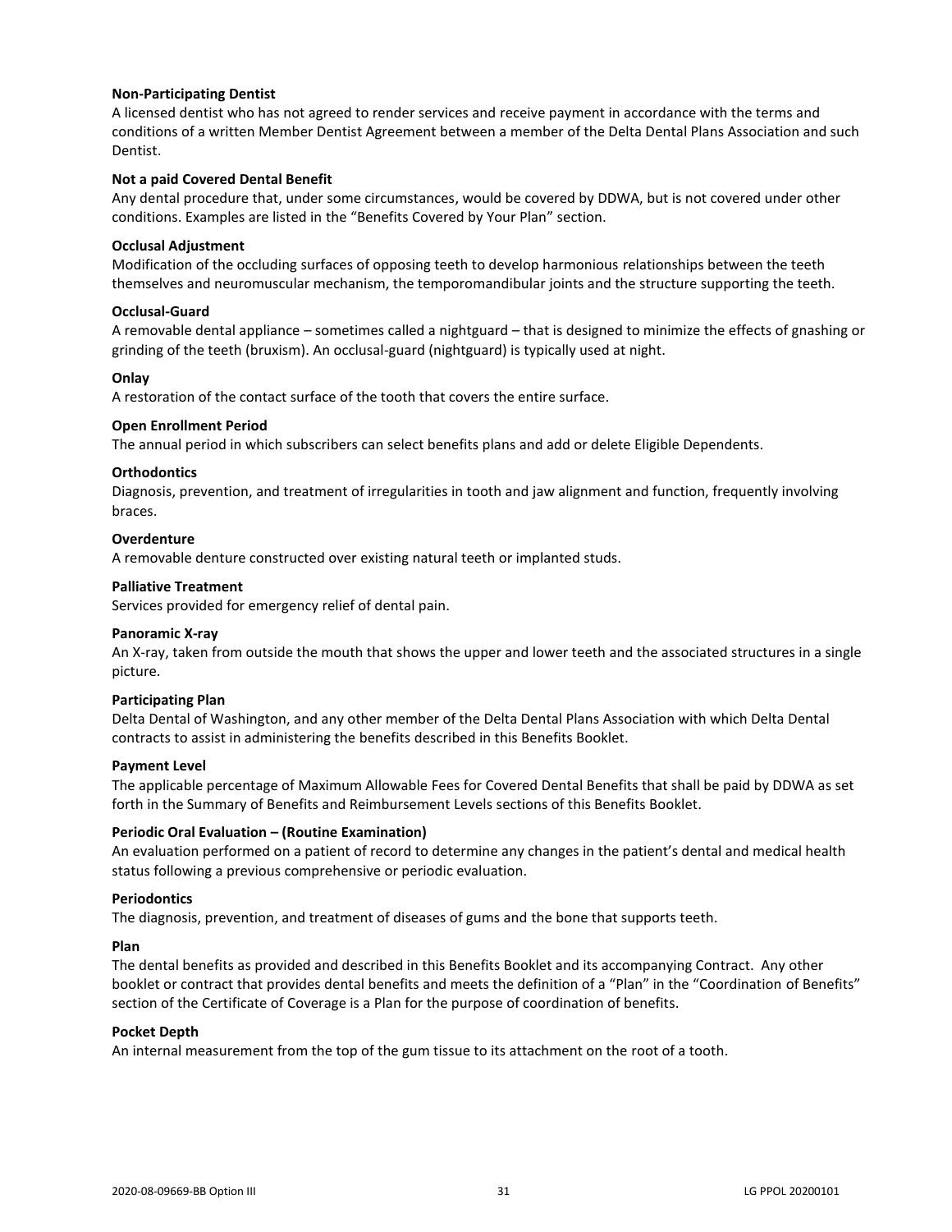**Non-Participating Dentist**

A licensed dentist who has not agreed to render services and receive payment in accordance with the terms and conditions of a written Member Dentist Agreement between a member of the Delta Dental Plans Association and such Dentist.

**Not a paid Covered Dental Benefit**

Any dental procedure that, under some circumstances, would be covered by DDWA, but is not covered under other conditions. Examples are listed in the "Benefits Covered by Your Plan" section.

**Occlusal Adjustment**

Modification of the occluding surfaces of opposing teeth to develop harmonious relationships between the teeth themselves and neuromuscular mechanism, the temporomandibular joints and the structure supporting the teeth.

**Occlusal-Guard**

A removable dental appliance – sometimes called a nightguard – that is designed to minimize the effects of gnashing or grinding of the teeth (bruxism). An occlusal-guard (nightguard) is typically used at night.

**Onlay**

A restoration of the contact surface of the tooth that covers the entire surface.

**Open Enrollment Period**

The annual period in which subscribers can select benefits plans and add or delete Eligible Dependents.

**Orthodontics**

Diagnosis, prevention, and treatment of irregularities in tooth and jaw alignment and function, frequently involving braces.

**Overdenture**

A removable denture constructed over existing natural teeth or implanted studs.

**Palliative Treatment**

Services provided for emergency relief of dental pain.

**Panoramic X-ray**

An X-ray, taken from outside the mouth that shows the upper and lower teeth and the associated structures in a single picture.

**Participating Plan**

Delta Dental of Washington, and any other member of the Delta Dental Plans Association with which Delta Dental contracts to assist in administering the benefits described in this Benefits Booklet.

**Payment Level**

The applicable percentage of Maximum Allowable Fees for Covered Dental Benefits that shall be paid by DDWA as set forth in the Summary of Benefits and Reimbursement Levels sections of this Benefits Booklet.

**Periodic Oral Evaluation – (Routine Examination)**

An evaluation performed on a patient of record to determine any changes in the patient's dental and medical health status following a previous comprehensive or periodic evaluation.

**Periodontics**

The diagnosis, prevention, and treatment of diseases of gums and the bone that supports teeth.

**Plan**

The dental benefits as provided and described in this Benefits Booklet and its accompanying Contract. Any other booklet or contract that provides dental benefits and meets the definition of a "Plan" in the "Coordination of Benefits" section of the Certificate of Coverage is a Plan for the purpose of coordination of benefits.

**Pocket Depth**

An internal measurement from the top of the gum tissue to its attachment on the root of a tooth.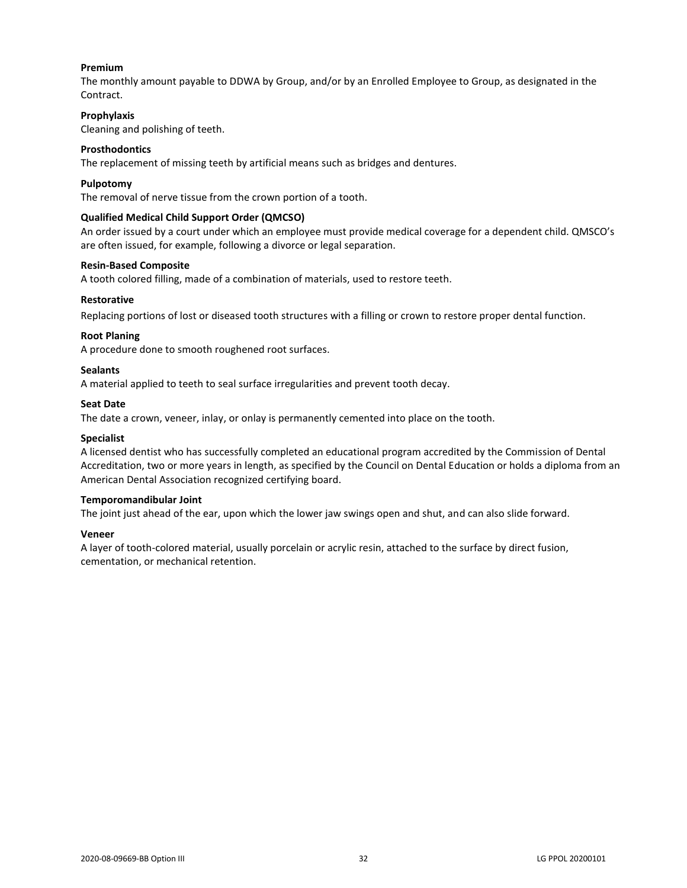**Premium**

The monthly amount payable to DDWA by Group, and/or by an Enrolled Employee to Group, as designated in the Contract.

**Prophylaxis**

Cleaning and polishing of teeth.

**Prosthodontics**

The replacement of missing teeth by artificial means such as bridges and dentures.

**Pulpotomy**

The removal of nerve tissue from the crown portion of a tooth.

**Qualified Medical Child Support Order (QMCSO)**

An order issued by a court under which an employee must provide medical coverage for a dependent child. QMSCO's are often issued, for example, following a divorce or legal separation.

**Resin-Based Composite**

A tooth colored filling, made of a combination of materials, used to restore teeth.

**Restorative**

Replacing portions of lost or diseased tooth structures with a filling or crown to restore proper dental function.

**Root Planing**

A procedure done to smooth roughened root surfaces.

**Sealants**

A material applied to teeth to seal surface irregularities and prevent tooth decay.

**Seat Date**

The date a crown, veneer, inlay, or onlay is permanently cemented into place on the tooth.

**Specialist**

A licensed dentist who has successfully completed an educational program accredited by the Commission of Dental Accreditation, two or more years in length, as specified by the Council on Dental Education or holds a diploma from an American Dental Association recognized certifying board.

**Temporomandibular Joint**

The joint just ahead of the ear, upon which the lower jaw swings open and shut, and can also slide forward.

**Veneer**

A layer of tooth-colored material, usually porcelain or acrylic resin, attached to the surface by direct fusion, cementation, or mechanical retention.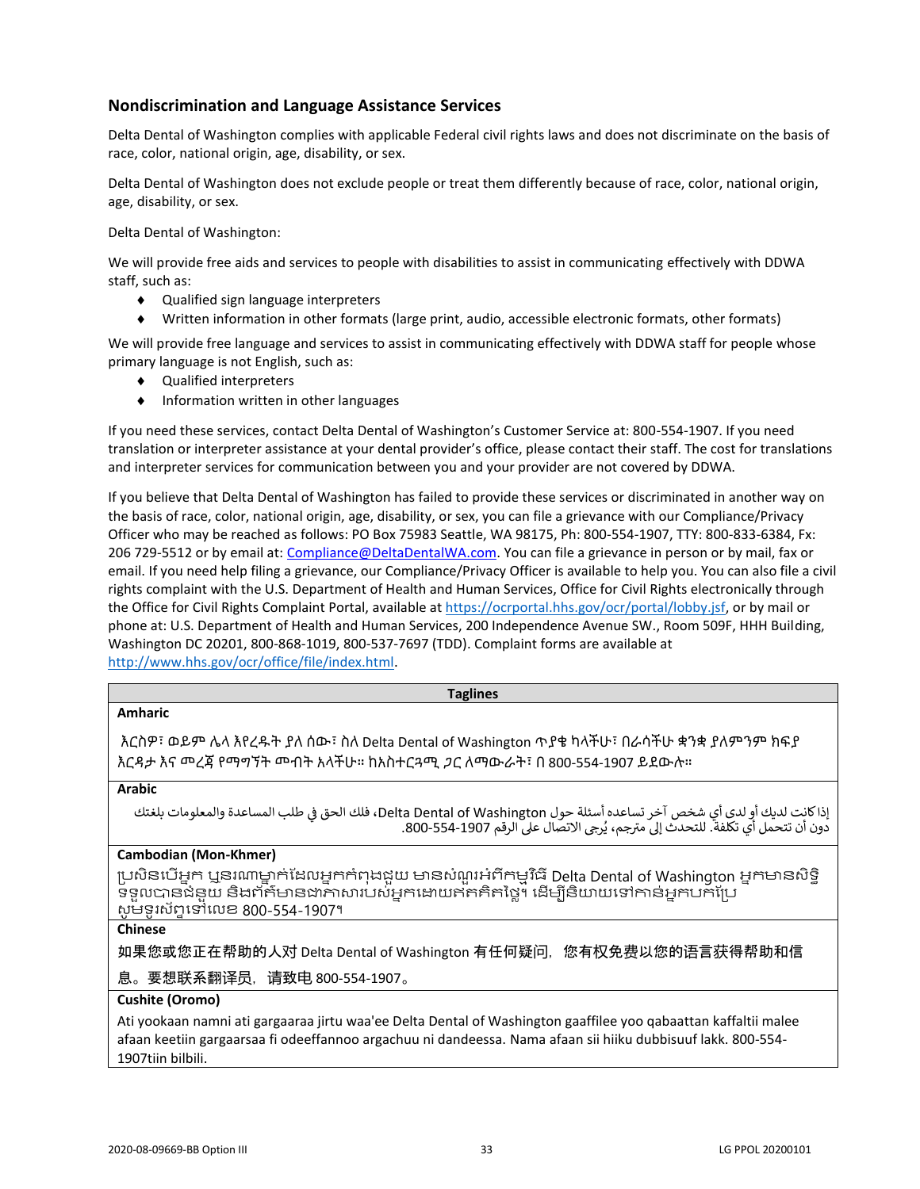## Nondiscrimination and Language Assistance Services

Delta Dental of Washington complies with applicable Federal civil rights laws and does not discriminate on the basis of race, color, national origin, age, disability, or sex.

Delta Dental of Washington does not exclude people or treat them differently because of race, color, national origin, age, disability, or sex.

Delta Dental of Washington:

We will provide free aids and services to people with disabilities to assist in communicating effectively with DDWA staff, such as:

- Qualified sign language interpreters
- Written information in other formats (large print, audio, accessible electronic formats, other formats)

We will provide free language and services to assist in communicating effectively with DDWA staff for people whose primary language is not English, such as:

- Qualified interpreters
- Information written in other languages

If you need these services, contact Delta Dental of Washington's Customer Service at: 800-554-1907. If you need translation or interpreter assistance at your dental provider's office, please contact their staff. The cost for translations and interpreter services for communication between you and your provider are not covered by DDWA.

If you believe that Delta Dental of Washington has failed to provide these services or discriminated in another way on the basis of race, color, national origin, age, disability, or sex, you can file a grievance with our Compliance/Privacy Officer who may be reached as follows: PO Box 75983 Seattle, WA 98175, Ph: 800-554-1907, TTY: 800-833-6384, Fx: 206 729-5512 or by email at: Compliance@DeltaDentalWA.com. You can file a grievance in person or by mail, fax or email. If you need help filing a grievance, our Compliance/Privacy Officer is available to help you. You can also file a civil rights complaint with the U.S. Department of Health and Human Services, Office for Civil Rights electronically through the Office for Civil Rights Complaint Portal, available at https://ocrportal.hhs.gov/ocr/portal/lobby.jsf, or by mail or phone at: U.S. Department of Health and Human Services, 200 Independence Avenue SW., Room 509F, HHH Building, Washington DC 20201, 800-868-1019, 800-537-7697 (TDD). Complaint forms are available at http://www.hhs.gov/ocr/office/file/index.html.

| Taglines |
| --- |
| **Amharic** |
| እርስዎ፣ ወይም ሌላ እየረዱት ያለ ሰው፣ ስለ Delta Dental of Washington ጥያቄ ካላችሁ፣ በራሳችሁ ቋንቋ ያለምንም ክፍያ እርዳታ እና መረጃ የማግኘት መብት አላችሁ። ከአስተርጓሚ ጋር ለማውራት፣ በ 800-554-1907 ይደውሉ። |
| **Arabic** |
| إذا كانت لديك أو لدى أي شخص آخر تساعده أسئلة حول Delta Dental of Washington، فلك الحق في طلب المساعدة والمعلومات بلغتك دون أن تتحمل أي تكلفة. للتحدث إلى مترجم، يُرجى الاتصال على الرقم 800-554-1907. |
| **Cambodian (Mon-Khmer)** |
| ប្រសិនបើអ្នក ឬនរណាម្នាក់ដែលអ្នកកំពុងជួយ មានសំណួរអំពីកម្មវិធី Delta Dental of Washington អ្នកមានសិទ្ធិទទួលបានជំនួយ និងព័ត៌មានជាភាសារបស់អ្នកដោយឥតគិតថ្លៃ។ ដើម្បីនិយាយទៅកាន់អ្នកបកប្រែ សូមទូរស័ព្ទទៅលេខ 800-554-1907។ |
| **Chinese** |
| 如果您或您正在帮助的人对 Delta Dental of Washington 有任何疑问，您有权免费以您的语言获得帮助和信息。要想联系翻译员，请致电 800-554-1907。 |
| **Cushite (Oromo)** |
| Ati yookaan namni ati gargaaraa jirtu waa'ee Delta Dental of Washington gaaffilee yoo qabaattan kaffaltii malee afaan keetiin gargaarsaa fi odeeffannoo argachuu ni dandeessa. Nama afaan sii hiiku dubbisuuf lakk. 800-554-1907tiin bilbili. |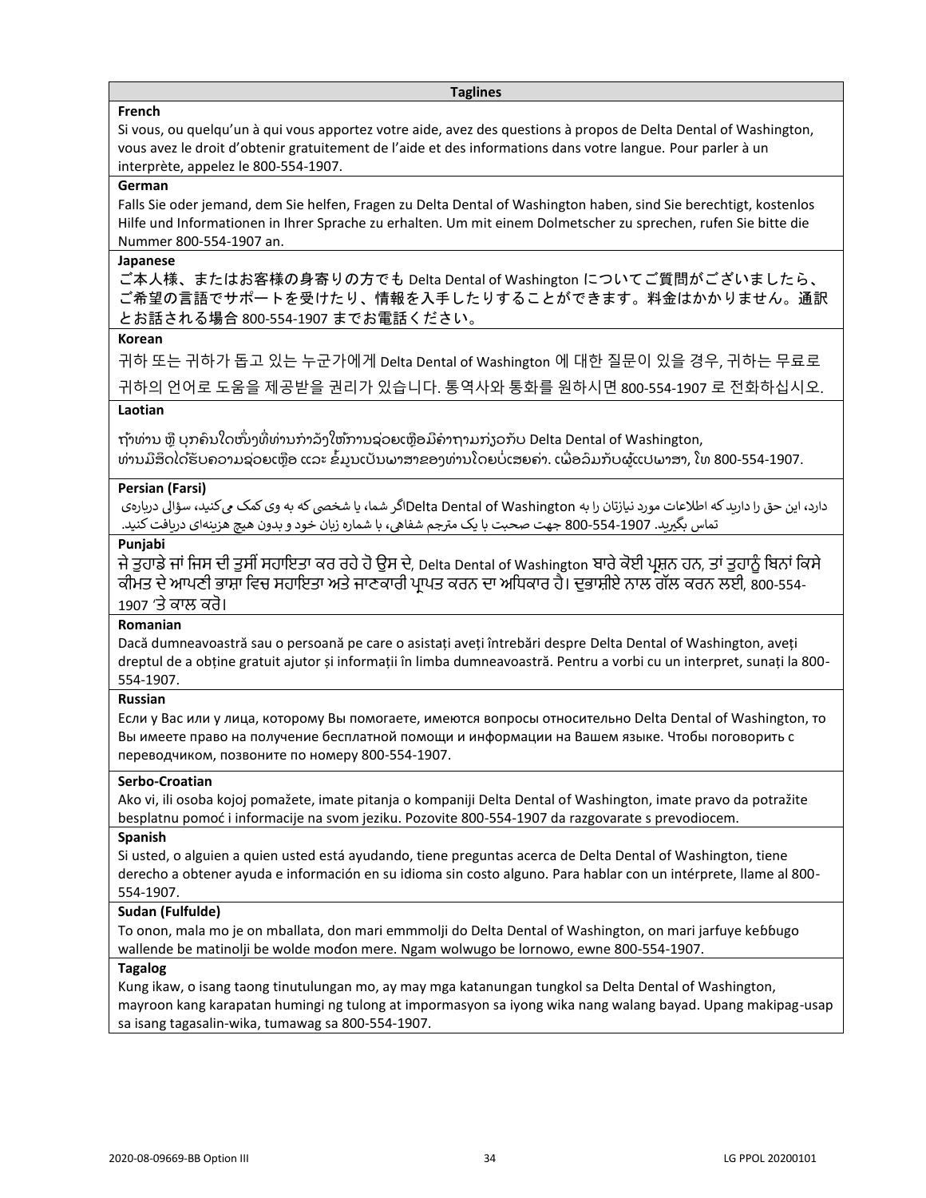## Taglines

**French**

Si vous, ou quelqu'un à qui vous apportez votre aide, avez des questions à propos de Delta Dental of Washington, vous avez le droit d'obtenir gratuitement de l'aide et des informations dans votre langue. Pour parler à un interprète, appelez le 800-554-1907.

**German**

Falls Sie oder jemand, dem Sie helfen, Fragen zu Delta Dental of Washington haben, sind Sie berechtigt, kostenlos Hilfe und Informationen in Ihrer Sprache zu erhalten. Um mit einem Dolmetscher zu sprechen, rufen Sie bitte die Nummer 800-554-1907 an.

**Japanese**

ご本人様、またはお客様の身寄りの方でも Delta Dental of Washington についてご質問がございましたら、ご希望の言語でサポートを受けたり、情報を入手したりすることができます。料金はかかりません。通訳とお話される場合 800-554-1907 までお電話ください。

**Korean**

귀하 또는 귀하가 돕고 있는 누군가에게 Delta Dental of Washington 에 대한 질문이 있을 경우, 귀하는 무료로 귀하의 언어로 도움을 제공받을 권리가 있습니다. 통역사와 통화를 원하시면 800-554-1907 로 전화하십시오.

**Laotian**

ຖ້າທ່ານ ຫຼື ບຸກຄົນໃດໜຶ່ງທີ່ທ່ານກຳລັງໃຫ້ການຊ່ວຍເຫຼືອມີຄຳຖາມກ່ຽວກັບ Delta Dental of Washington, ທ່ານມີສິດໄດ້ຮັບຄວາມຊ່ວຍເຫຼືອ ແລະ ຂໍ້ມູນເປັນພາສາຂອງທ່ານໂດຍບໍ່ເສຍຄ່າ. ເພື່ອລົມກັບຜູ້ແປພາສາ, ໂທ 800-554-1907.

**Persian (Farsi)**

اگر شما، یا شخصی که به وی کمک می‌کنید، سؤالی درباره‌ی Delta Dental of Washington دارد، این حق را دارید که اطلاعات مورد نیازتان را به زبان خود و بدون هیچ هزینه‌ای دریافت کنید. جهت صحبت با یک مترجم شفاهی، با شماره 800-554-1907 تماس بگیرید.

**Punjabi**

ਜੇ ਤੁਹਾਡੇ ਜਾਂ ਜਿਸ ਦੀ ਤੁਸੀਂ ਸਹਾਇਤਾ ਕਰ ਰਹੇ ਹੋ ਉਸ ਦੇ, Delta Dental of Washington ਬਾਰੇ ਕੋਈ ਪ੍ਰਸ਼ਨ ਹਨ, ਤਾਂ ਤੁਹਾਨੂੰ ਬਿਨਾਂ ਕਿਸੇ ਕੀਮਤ ਦੇ ਆਪਣੀ ਭਾਸ਼ਾ ਵਿਚ ਸਹਾਇਤਾ ਅਤੇ ਜਾਣਕਾਰੀ ਪ੍ਰਾਪਤ ਕਰਨ ਦਾ ਅਧਿਕਾਰ ਹੈ। ਦੁਭਾਸ਼ੀਏ ਨਾਲ ਗੱਲ ਕਰਨ ਲਈ, 800-554-1907 'ਤੇ ਕਾਲ ਕਰੋ।

**Romanian**

Dacă dumneavoastră sau o persoană pe care o asistați aveți întrebări despre Delta Dental of Washington, aveți dreptul de a obține gratuit ajutor și informații în limba dumneavoastră. Pentru a vorbi cu un interpret, sunați la 800-554-1907.

**Russian**

Если у Вас или у лица, которому Вы помогаете, имеются вопросы относительно Delta Dental of Washington, то Вы имеете право на получение бесплатной помощи и информации на Вашем языке. Чтобы поговорить с переводчиком, позвоните по номеру 800-554-1907.

**Serbo-Croatian**

Ako vi, ili osoba kojoj pomažete, imate pitanja o kompaniji Delta Dental of Washington, imate pravo da potražite besplatnu pomoć i informacije na svom jeziku. Pozovite 800-554-1907 da razgovarate s prevodiocem.

**Spanish**

Si usted, o alguien a quien usted está ayudando, tiene preguntas acerca de Delta Dental of Washington, tiene derecho a obtener ayuda e información en su idioma sin costo alguno. Para hablar con un intérprete, llame al 800-554-1907.

**Sudan (Fulfulde)**

To onon, mala mo je on mballata, don mari emmmolji do Delta Dental of Washington, on mari jarfuye keɓɓugo wallende be matinolji be wolde moɗon mere. Ngam wolwugo be lornowo, ewne 800-554-1907.

**Tagalog**

Kung ikaw, o isang taong tinutulungan mo, ay may mga katanungan tungkol sa Delta Dental of Washington, mayroon kang karapatan humingi ng tulong at impormasyon sa iyong wika nang walang bayad. Upang makipag-usap sa isang tagasalin-wika, tumawag sa 800-554-1907.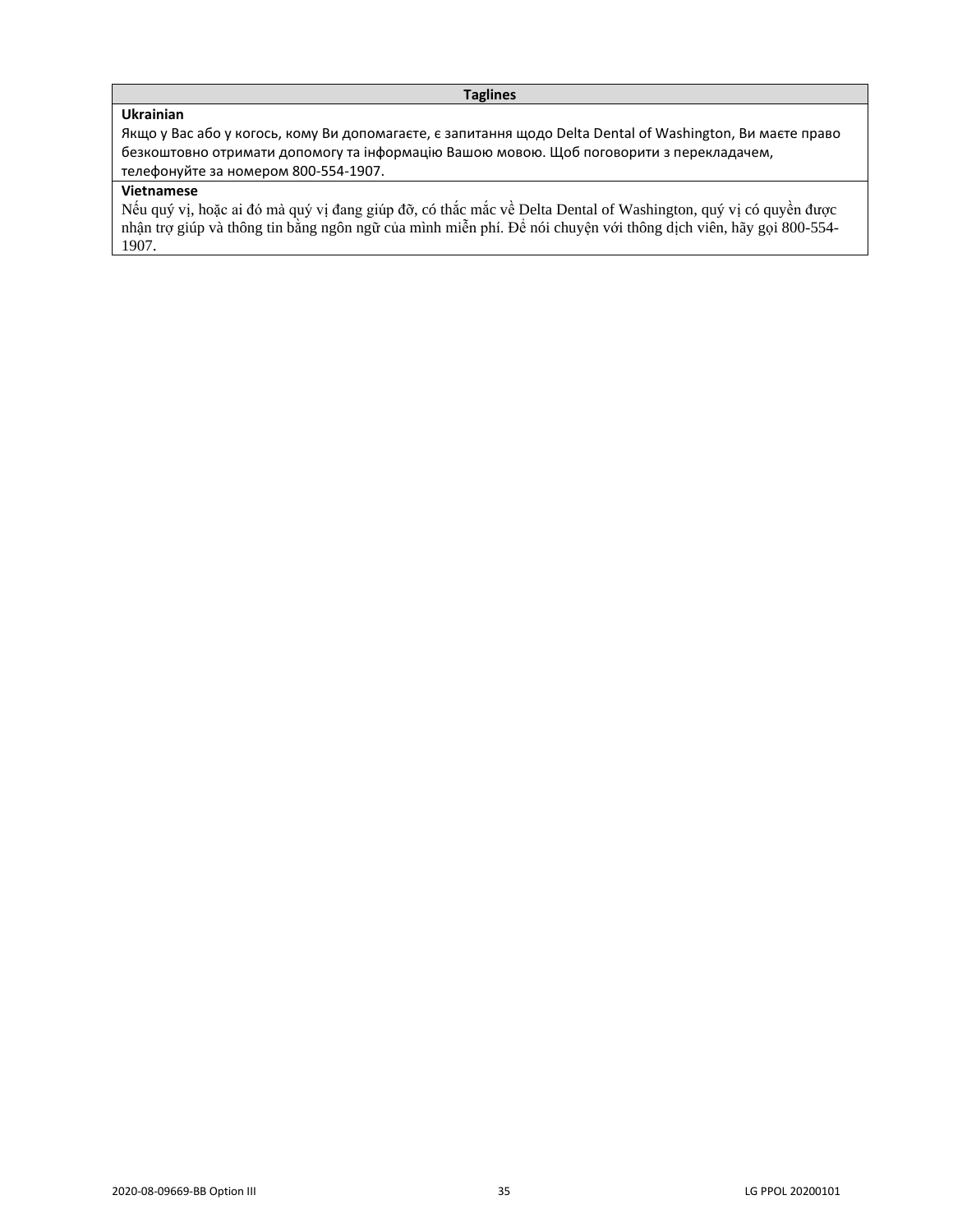| Taglines |
| --- |
| **Ukrainian**<br>Якщо у Вас або у когось, кому Ви допомагаєте, є запитання щодо Delta Dental of Washington, Ви маєте право безкоштовно отримати допомогу та інформацію Вашою мовою. Щоб поговорити з перекладачем, телефонуйте за номером 800-554-1907. |
| **Vietnamese**<br>Nếu quý vị, hoặc ai đó mà quý vị đang giúp đỡ, có thắc mắc về Delta Dental of Washington, quý vị có quyền được nhận trợ giúp và thông tin bằng ngôn ngữ của mình miễn phí. Để nói chuyện với thông dịch viên, hãy gọi 800-554-1907. |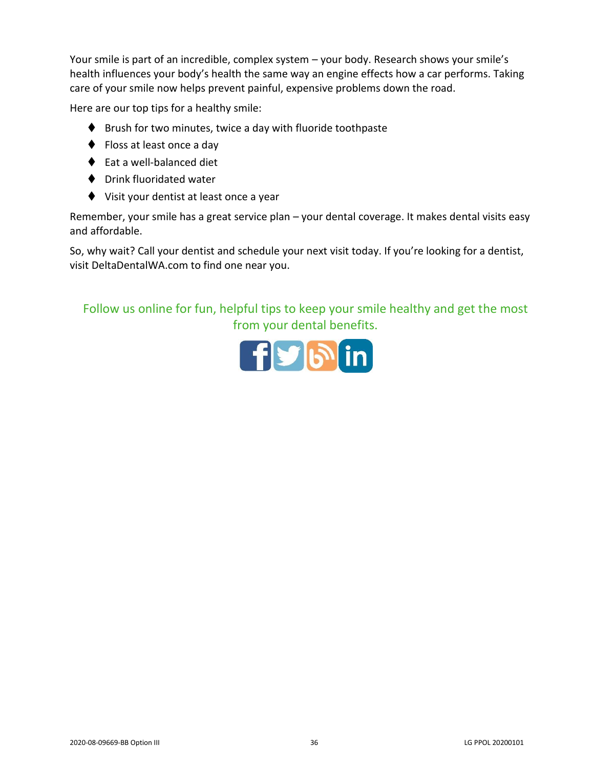Your smile is part of an incredible, complex system – your body. Research shows your smile's health influences your body's health the same way an engine effects how a car performs. Taking care of your smile now helps prevent painful, expensive problems down the road.

Here are our top tips for a healthy smile:

- Brush for two minutes, twice a day with fluoride toothpaste
- Floss at least once a day
- Eat a well-balanced diet
- Drink fluoridated water
- Visit your dentist at least once a year

Remember, your smile has a great service plan – your dental coverage. It makes dental visits easy and affordable.

So, why wait? Call your dentist and schedule your next visit today. If you're looking for a dentist, visit DeltaDentalWA.com to find one near you.

Follow us online for fun, helpful tips to keep your smile healthy and get the most from your dental benefits.